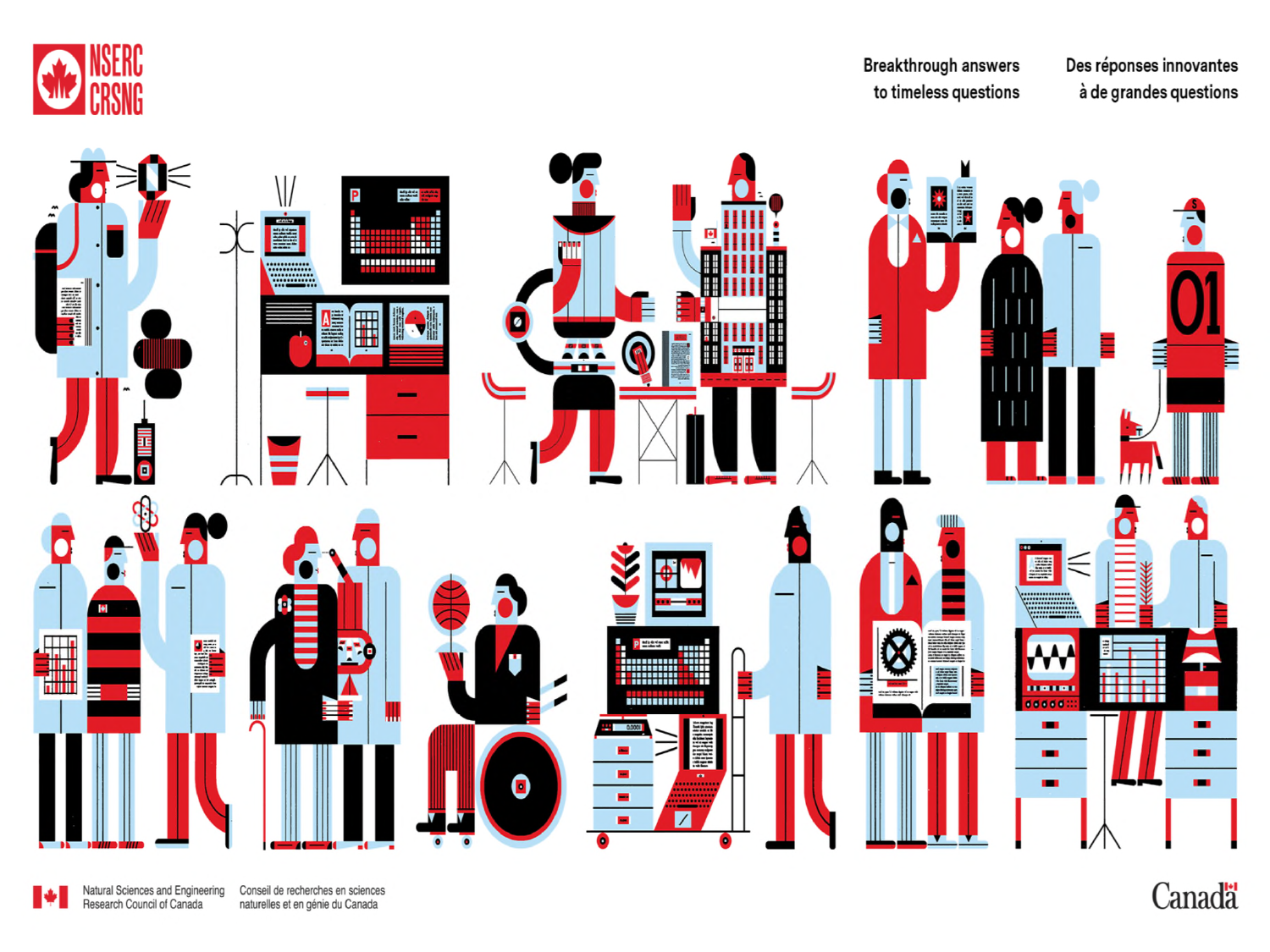NSERC
CRSNG

Breakthrough answers to timeless questions

Des réponses innovantes à de grandes questions

Natural Sciences and Engineering Research Council of Canada

Conseil de recherches en sciences naturelles et en génie du Canada

Canada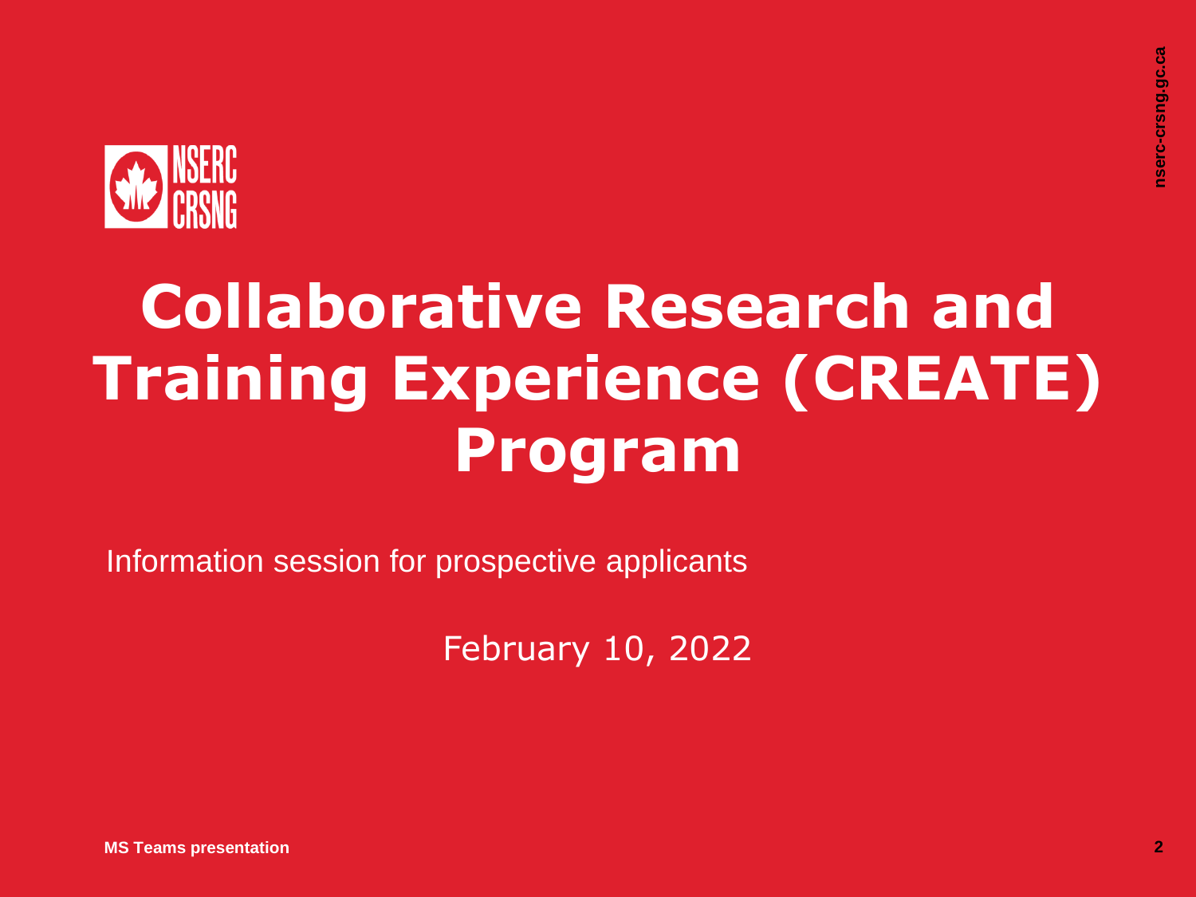NSERC
CRSNG

# Collaborative Research and Training Experience (CREATE) Program

Information session for prospective applicants

February 10, 2022

**MS Teams presentation**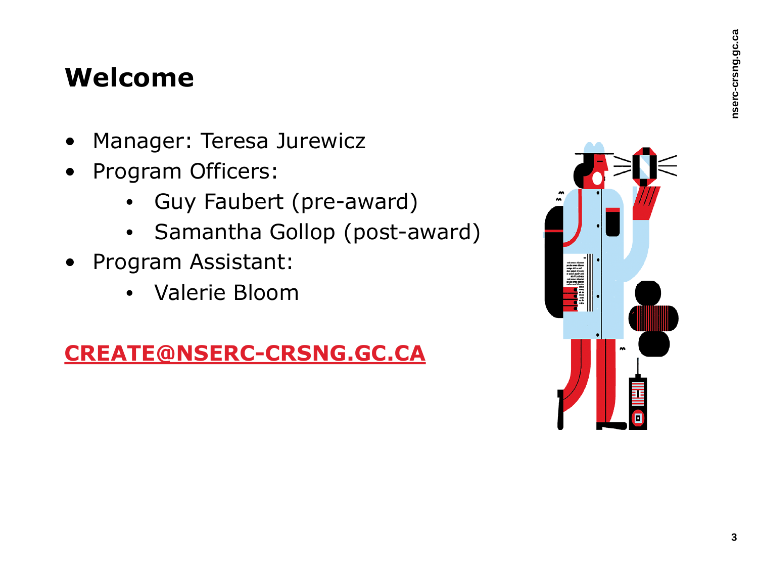# Welcome

- Manager: Teresa Jurewicz
- Program Officers:
    - Guy Faubert (pre-award)
    - Samantha Gollop (post-award)
- Program Assistant:
    - Valerie Bloom

**CREATE@NSERC-CRSNG.GC.CA**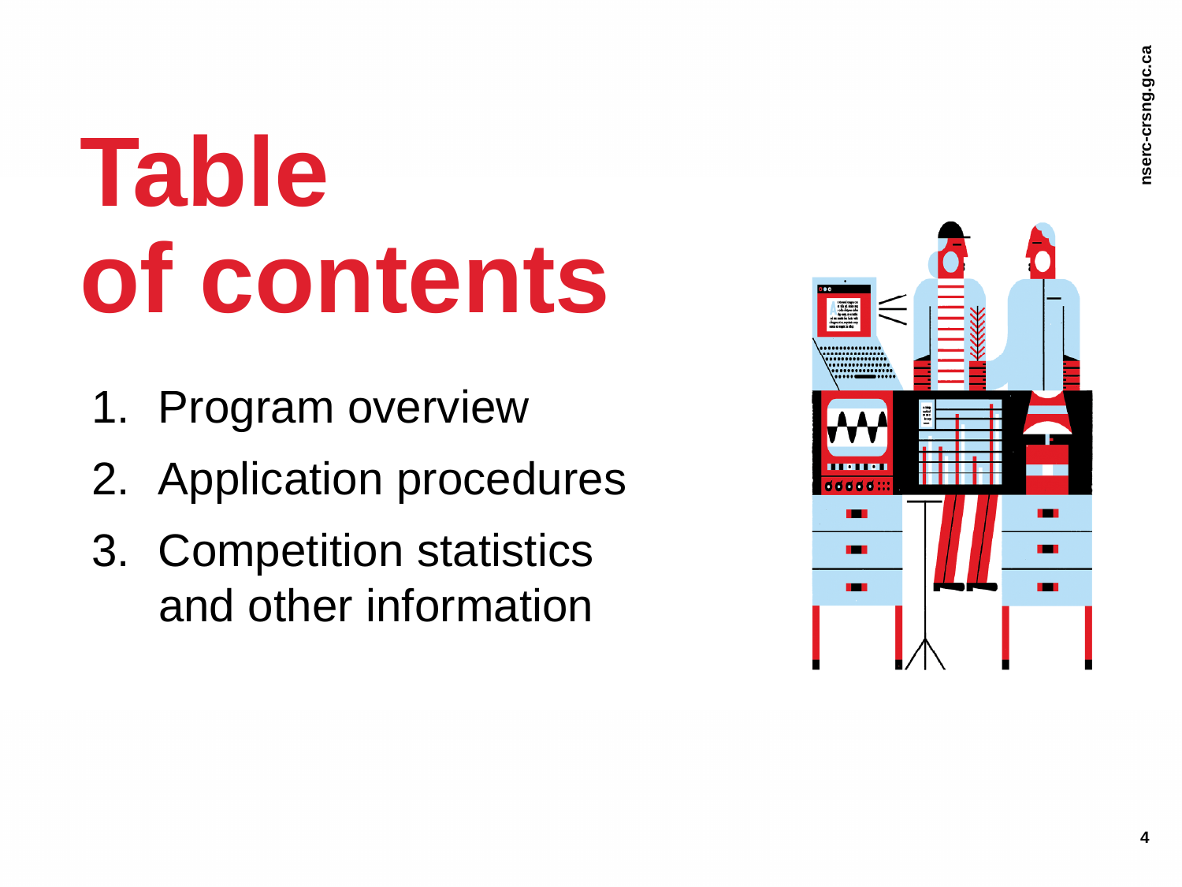# Table of contents

1. Program overview
2. Application procedures
3. Competition statistics and other information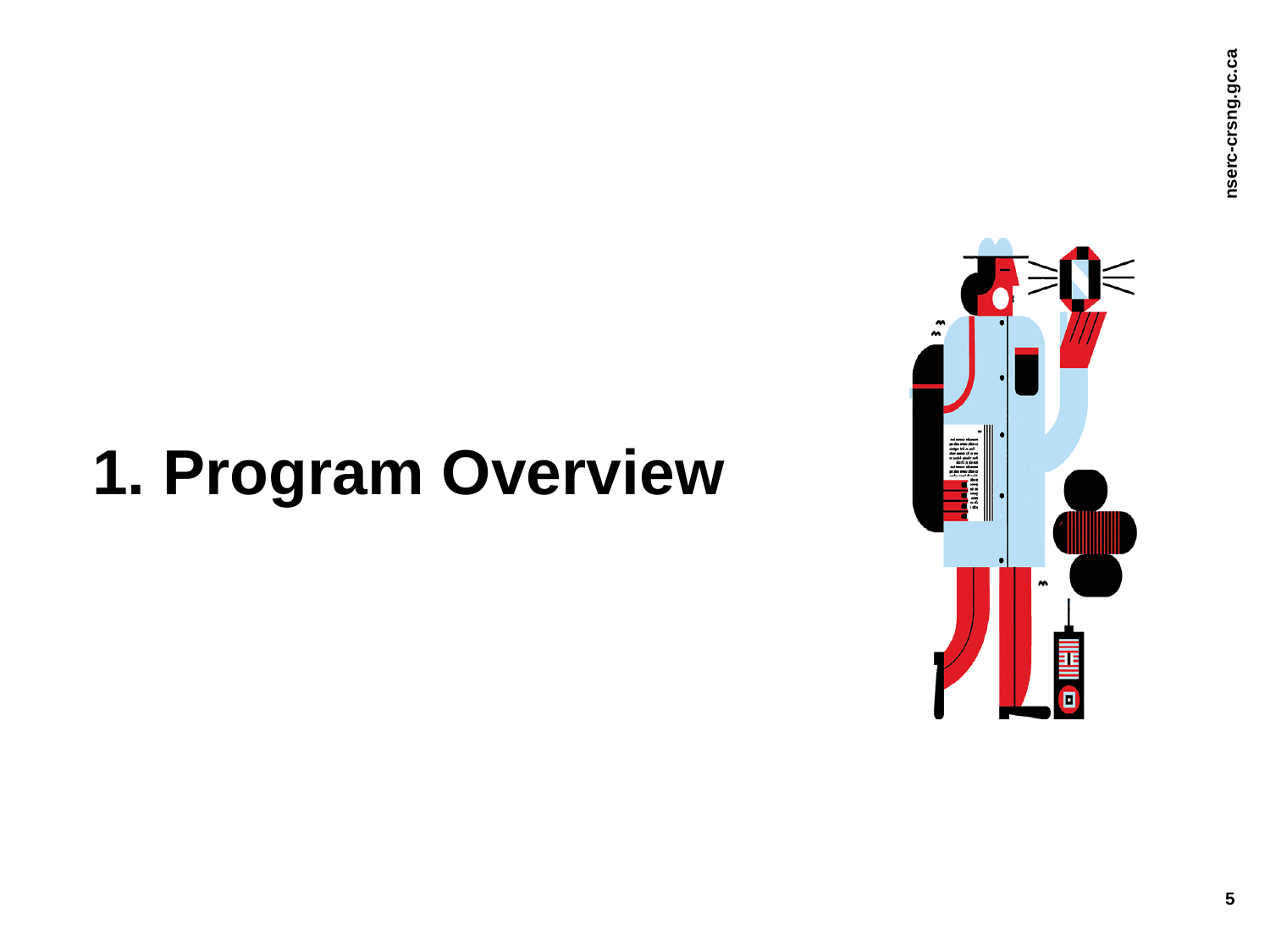# 1. Program Overview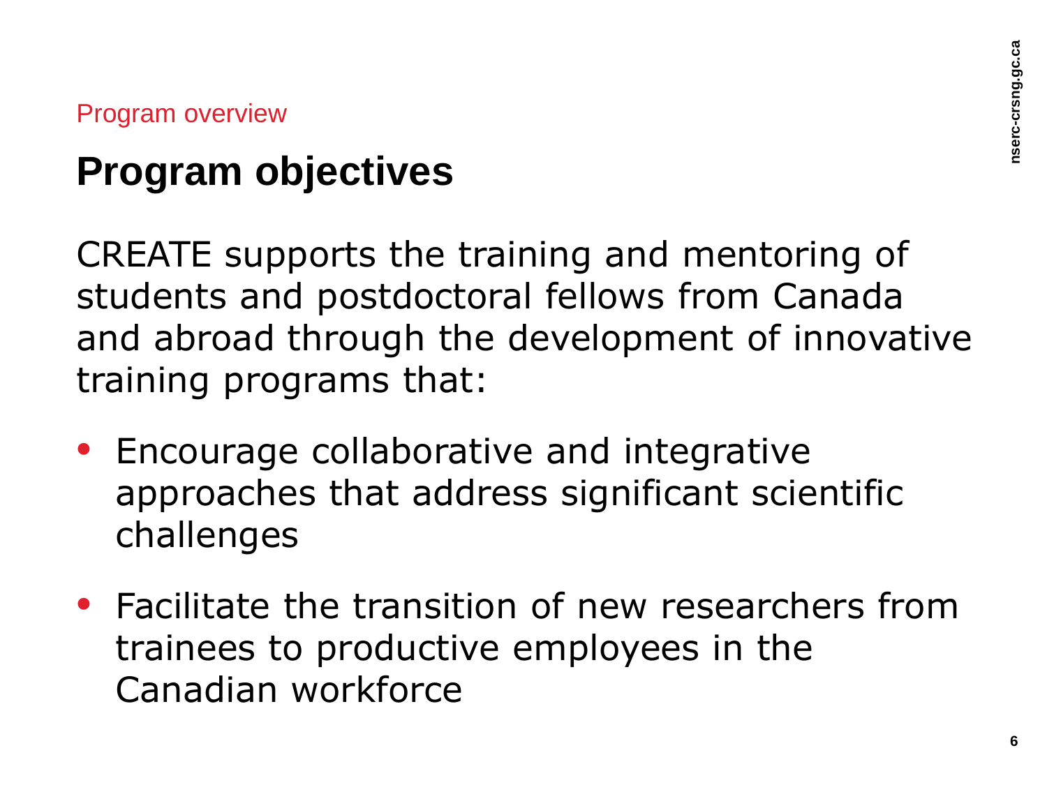Program overview

# Program objectives

CREATE supports the training and mentoring of students and postdoctoral fellows from Canada and abroad through the development of innovative training programs that:

- Encourage collaborative and integrative approaches that address significant scientific challenges
- Facilitate the transition of new researchers from trainees to productive employees in the Canadian workforce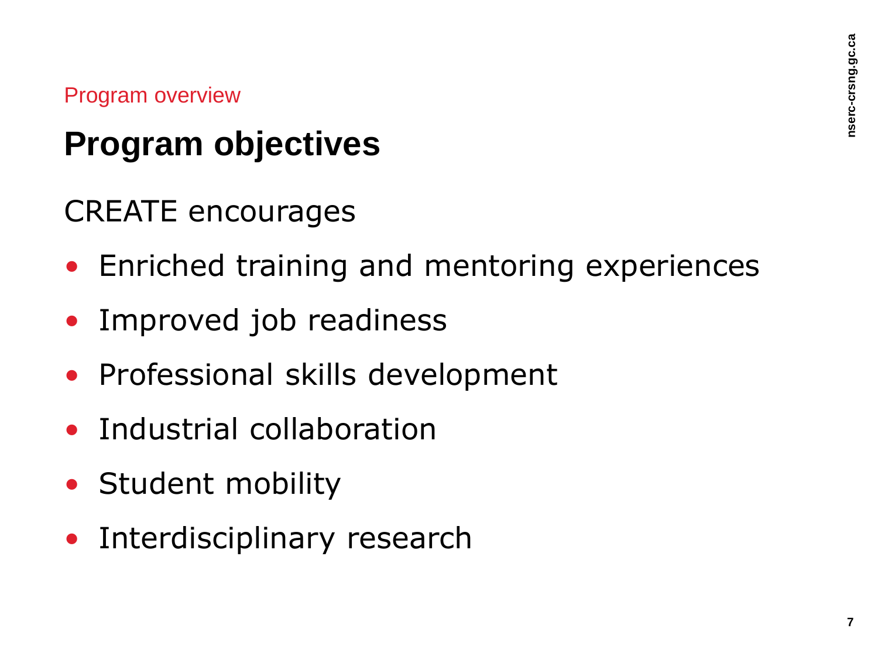Program overview

# Program objectives

CREATE encourages

- Enriched training and mentoring experiences
- Improved job readiness
- Professional skills development
- Industrial collaboration
- Student mobility
- Interdisciplinary research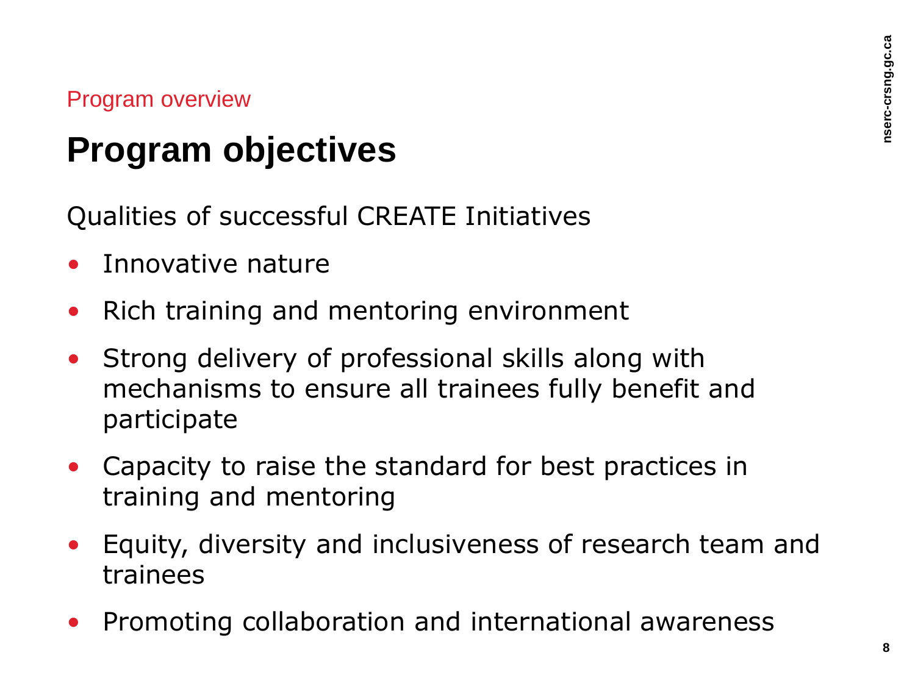Program overview

# Program objectives

Qualities of successful CREATE Initiatives

- Innovative nature
- Rich training and mentoring environment
- Strong delivery of professional skills along with mechanisms to ensure all trainees fully benefit and participate
- Capacity to raise the standard for best practices in training and mentoring
- Equity, diversity and inclusiveness of research team and trainees
- Promoting collaboration and international awareness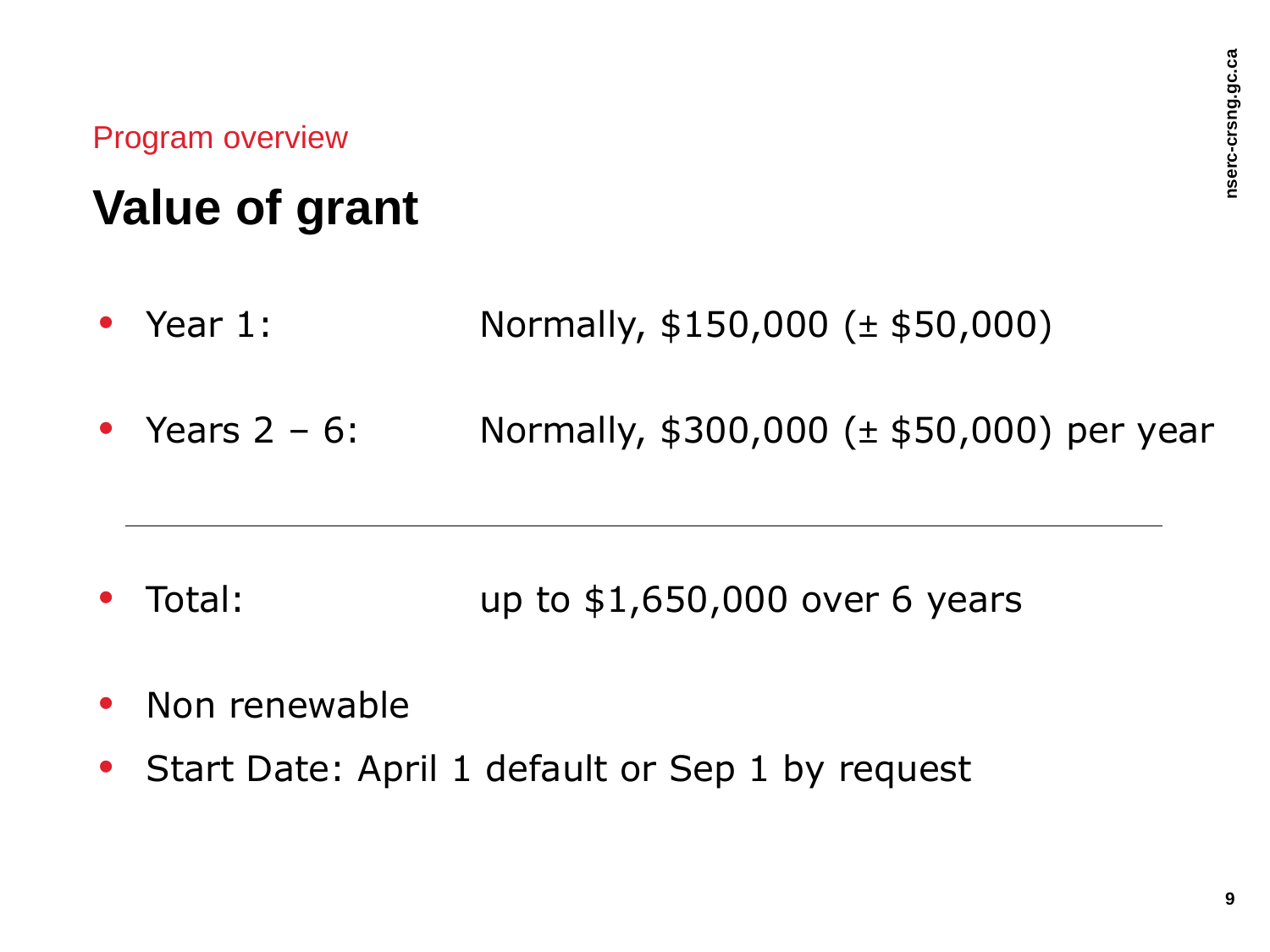Program overview

# Value of grant

- Year 1: Normally, $150,000 (± $50,000)
- Years 2 – 6: Normally, $300,000 (± $50,000) per year

---

- Total: up to $1,650,000 over 6 years
- Non renewable
- Start Date: April 1 default or Sep 1 by request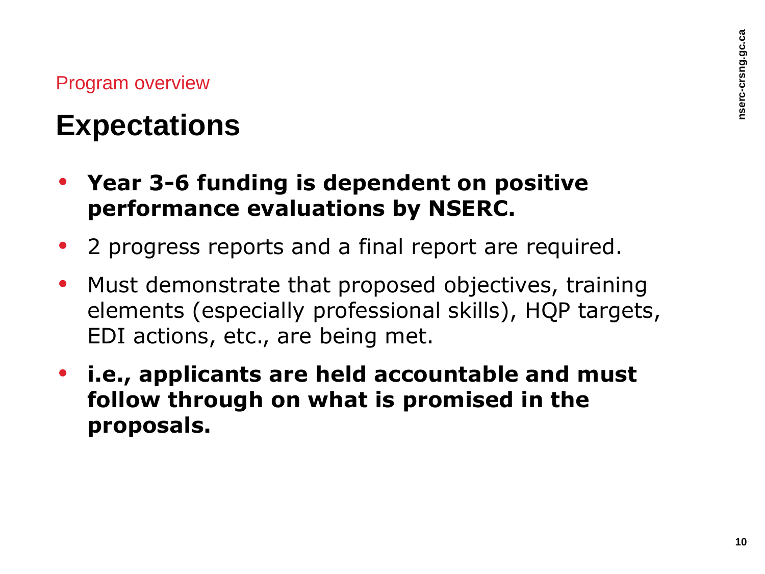Program overview

# Expectations

- **Year 3-6 funding is dependent on positive performance evaluations by NSERC.**
- 2 progress reports and a final report are required.
- Must demonstrate that proposed objectives, training elements (especially professional skills), HQP targets, EDI actions, etc., are being met.
- **i.e., applicants are held accountable and must follow through on what is promised in the proposals.**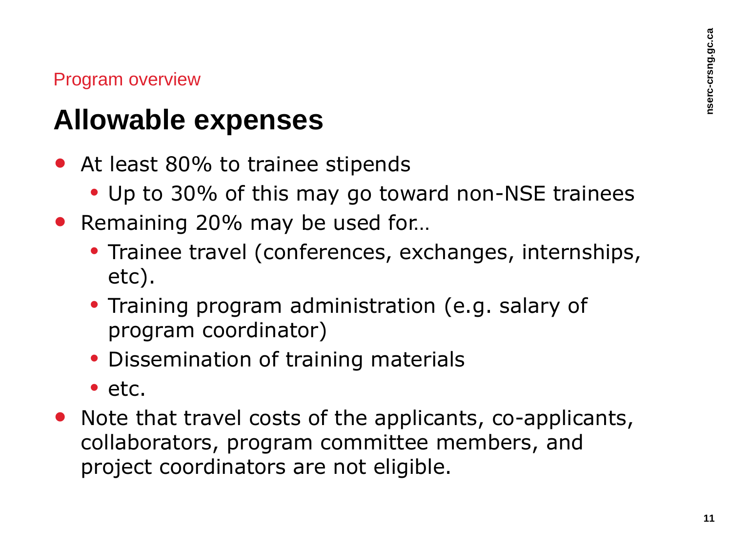Program overview

# Allowable expenses

- At least 80% to trainee stipends
  - Up to 30% of this may go toward non-NSE trainees
- Remaining 20% may be used for…
  - Trainee travel (conferences, exchanges, internships, etc).
  - Training program administration (e.g. salary of program coordinator)
  - Dissemination of training materials
  - etc.
- Note that travel costs of the applicants, co-applicants, collaborators, program committee members, and project coordinators are not eligible.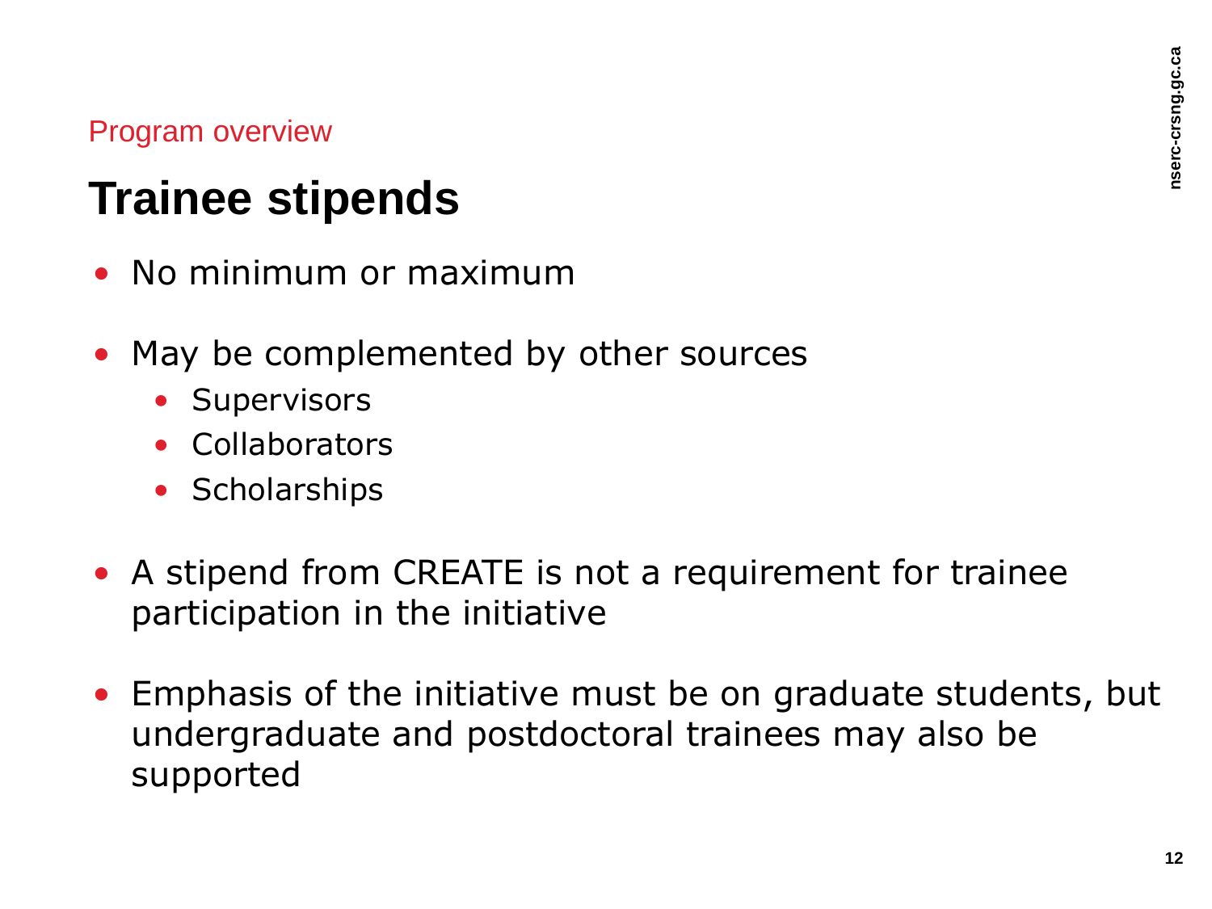Program overview

# Trainee stipends

- No minimum or maximum
- May be complemented by other sources
  - Supervisors
  - Collaborators
  - Scholarships
- A stipend from CREATE is not a requirement for trainee participation in the initiative
- Emphasis of the initiative must be on graduate students, but undergraduate and postdoctoral trainees may also be supported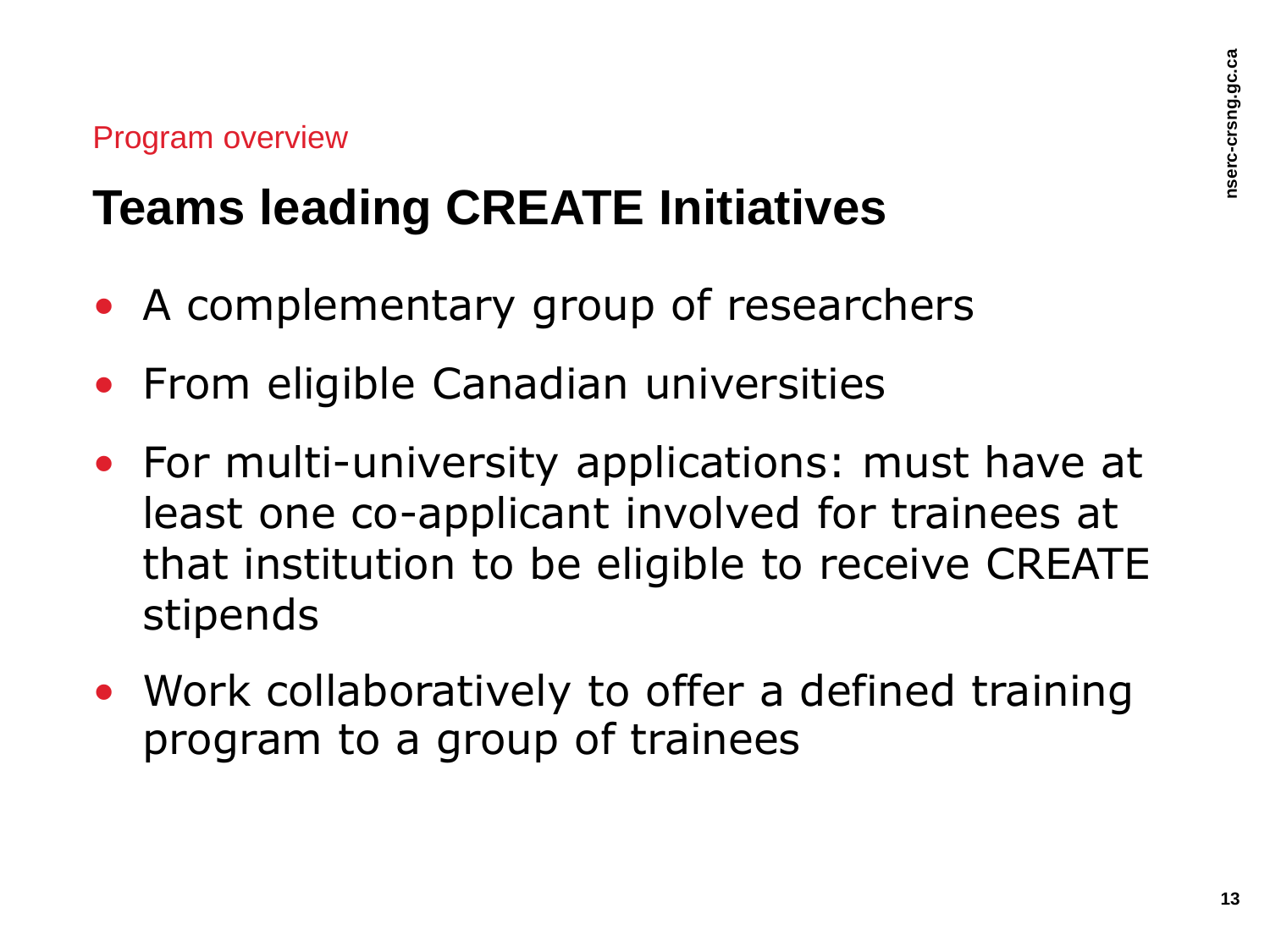Program overview

# Teams leading CREATE Initiatives

- A complementary group of researchers
- From eligible Canadian universities
- For multi-university applications: must have at least one co-applicant involved for trainees at that institution to be eligible to receive CREATE stipends
- Work collaboratively to offer a defined training program to a group of trainees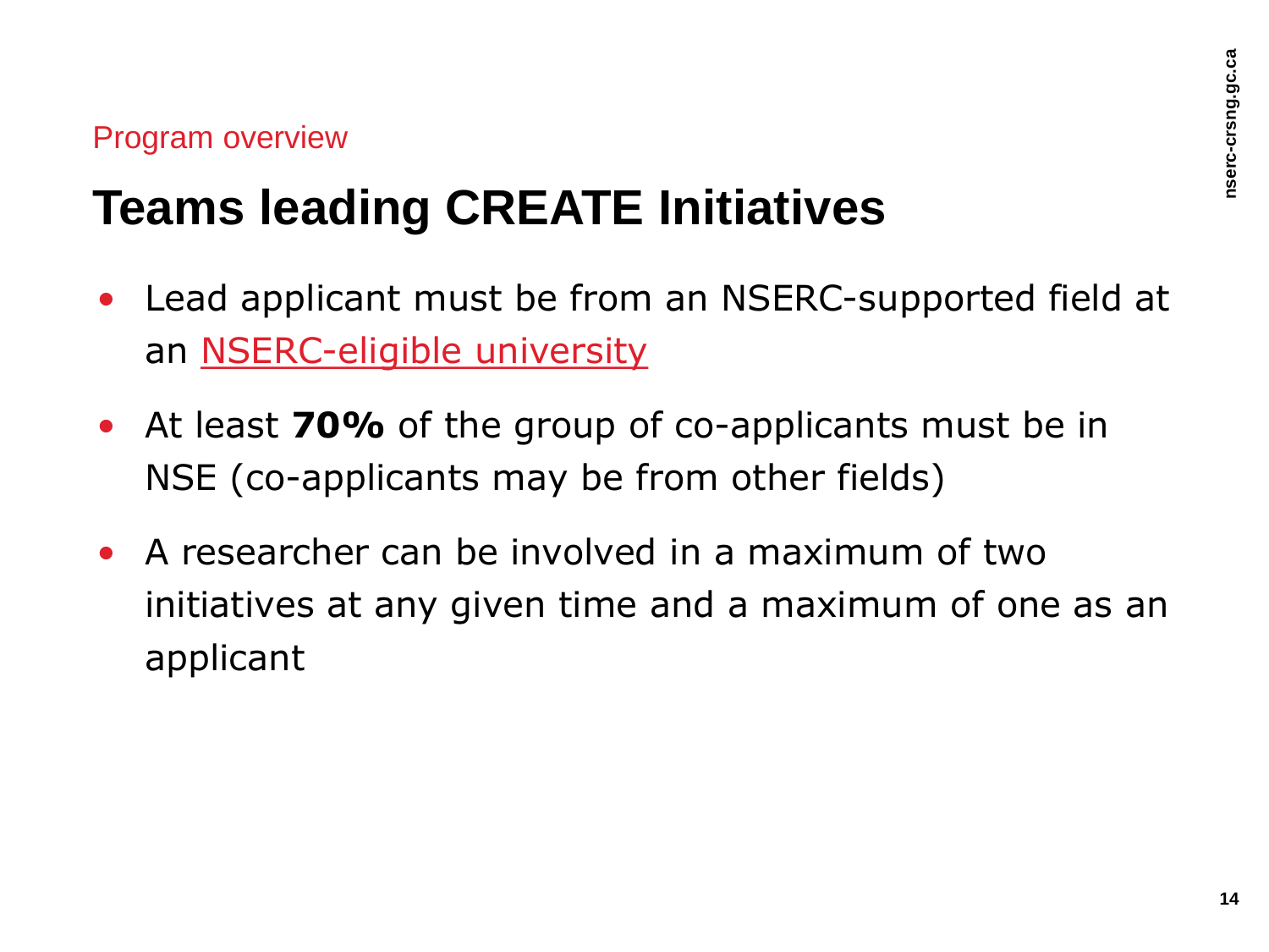Program overview

# Teams leading CREATE Initiatives

- Lead applicant must be from an NSERC-supported field at an NSERC-eligible university
- At least **70%** of the group of co-applicants must be in NSE (co-applicants may be from other fields)
- A researcher can be involved in a maximum of two initiatives at any given time and a maximum of one as an applicant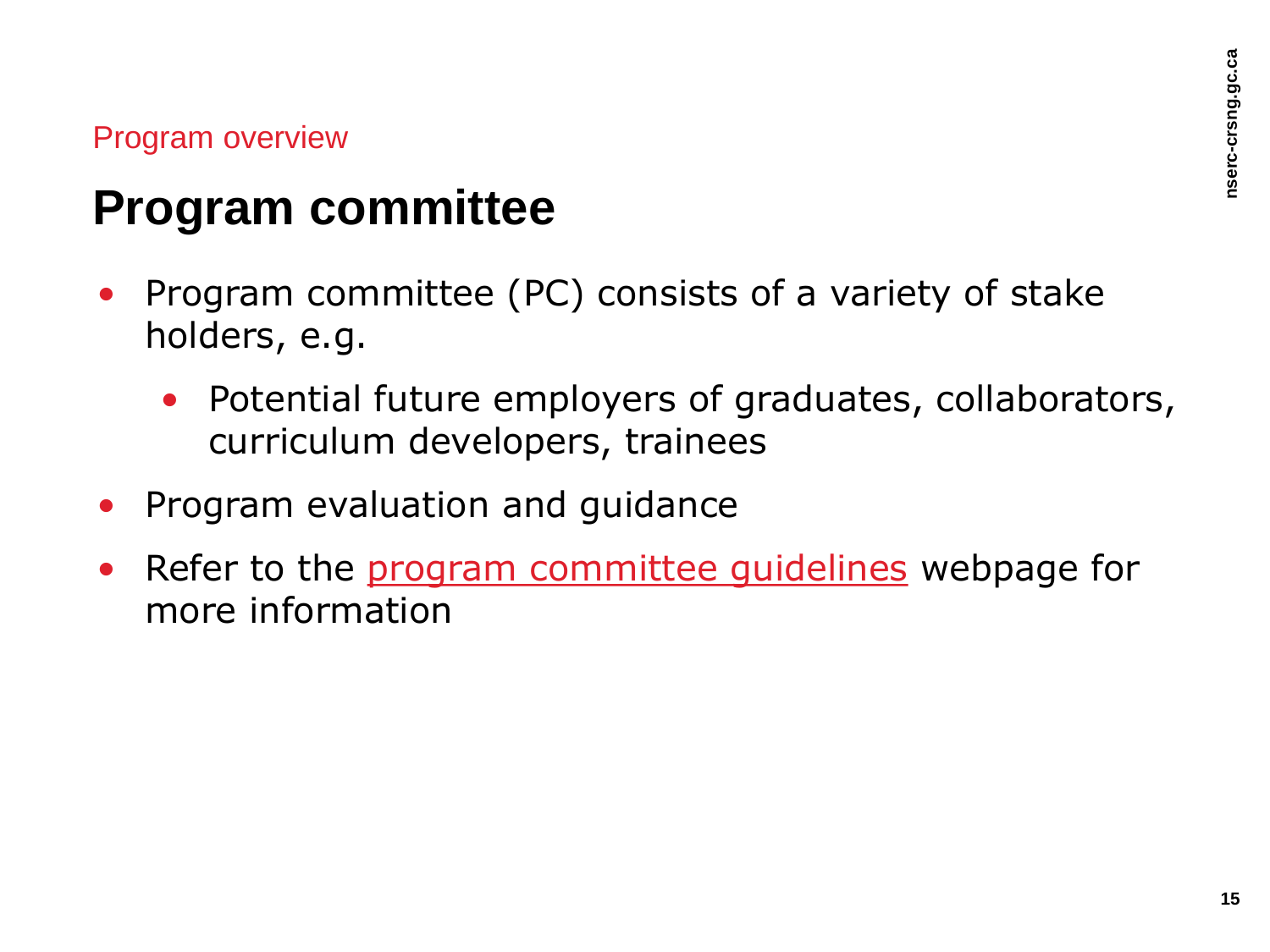Program overview

# Program committee

- Program committee (PC) consists of a variety of stake holders, e.g.
  - Potential future employers of graduates, collaborators, curriculum developers, trainees
- Program evaluation and guidance
- Refer to the program committee guidelines webpage for more information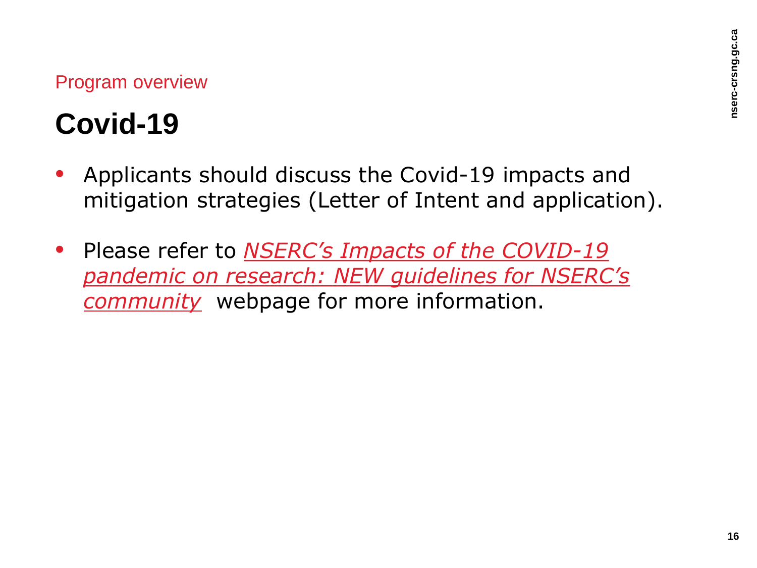Program overview

# Covid-19

- Applicants should discuss the Covid-19 impacts and mitigation strategies (Letter of Intent and application).
- Please refer to *NSERC's Impacts of the COVID-19 pandemic on research: NEW guidelines for NSERC's community* webpage for more information.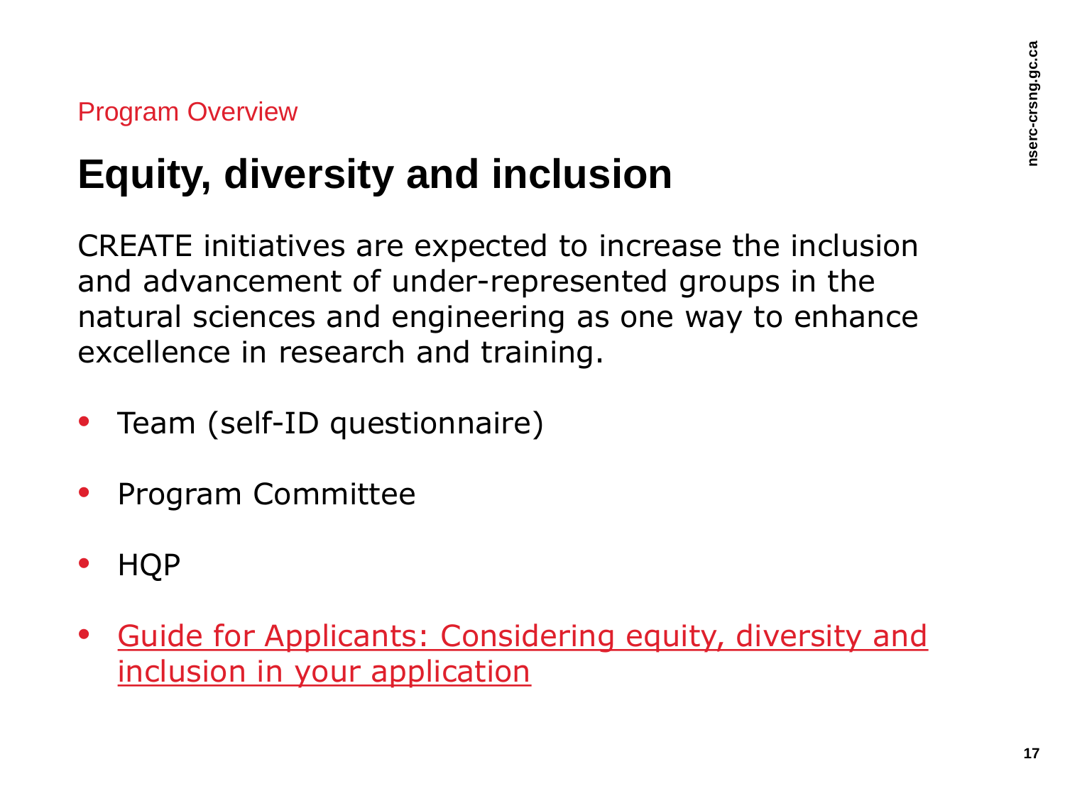Program Overview

# Equity, diversity and inclusion

CREATE initiatives are expected to increase the inclusion and advancement of under-represented groups in the natural sciences and engineering as one way to enhance excellence in research and training.

- Team (self-ID questionnaire)
- Program Committee
- HQP
- Guide for Applicants: Considering equity, diversity and inclusion in your application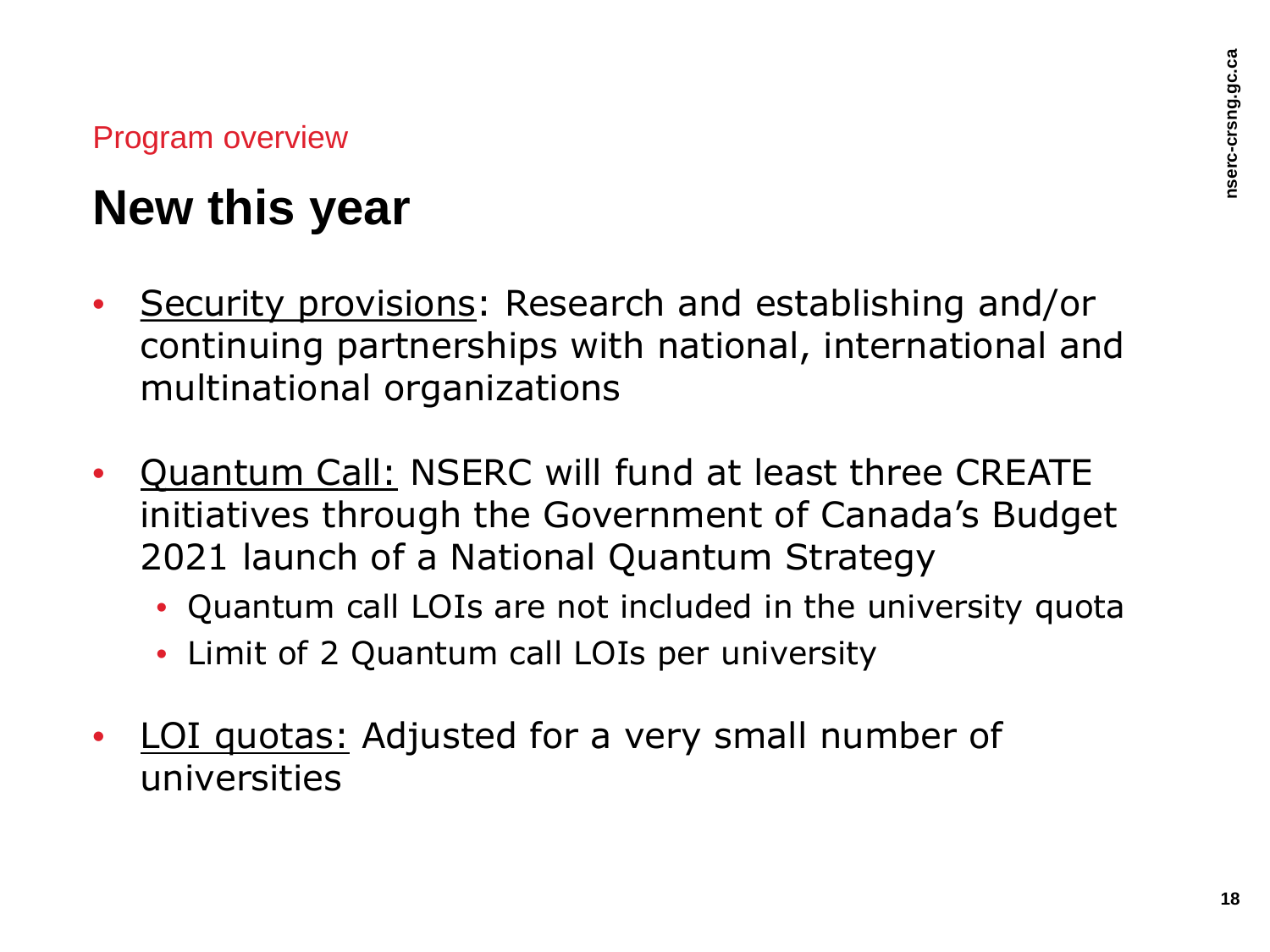Program overview

# New this year

- Security provisions: Research and establishing and/or continuing partnerships with national, international and multinational organizations
- Quantum Call: NSERC will fund at least three CREATE initiatives through the Government of Canada's Budget 2021 launch of a National Quantum Strategy
  - Quantum call LOIs are not included in the university quota
  - Limit of 2 Quantum call LOIs per university
- LOI quotas: Adjusted for a very small number of universities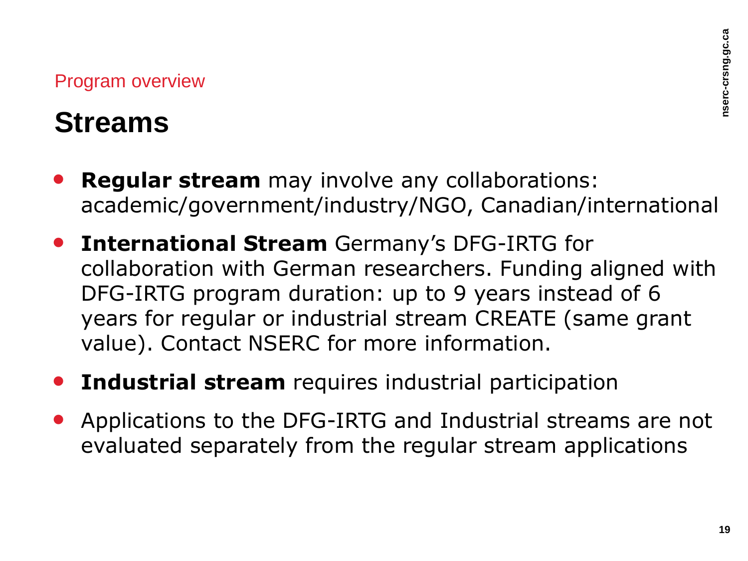Program overview

## Streams

- **Regular stream** may involve any collaborations: academic/government/industry/NGO, Canadian/international
- **International Stream** Germany's DFG-IRTG for collaboration with German researchers. Funding aligned with DFG-IRTG program duration: up to 9 years instead of 6 years for regular or industrial stream CREATE (same grant value). Contact NSERC for more information.
- **Industrial stream** requires industrial participation
- Applications to the DFG-IRTG and Industrial streams are not evaluated separately from the regular stream applications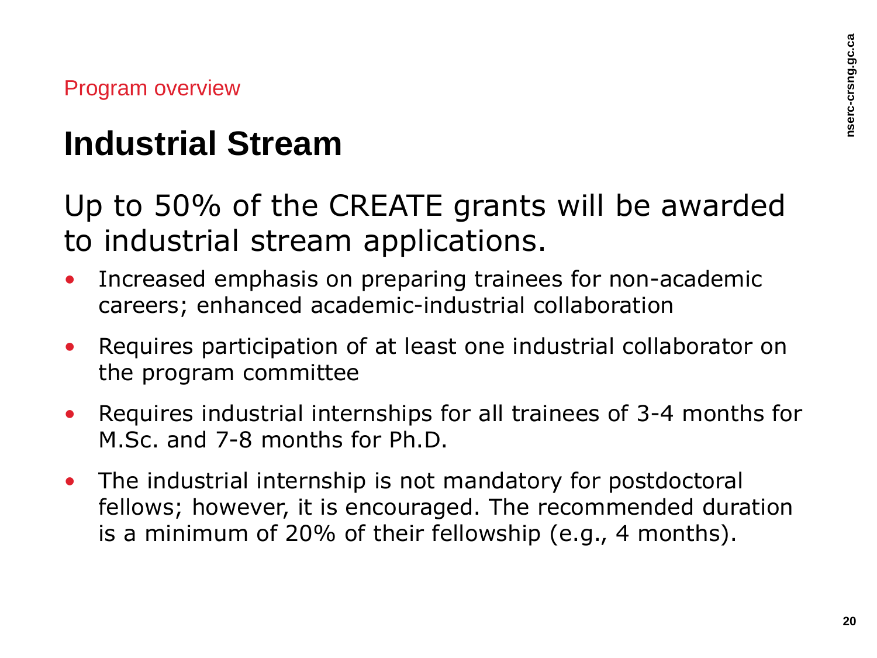Program overview

# Industrial Stream

Up to 50% of the CREATE grants will be awarded to industrial stream applications.

- Increased emphasis on preparing trainees for non-academic careers; enhanced academic-industrial collaboration
- Requires participation of at least one industrial collaborator on the program committee
- Requires industrial internships for all trainees of 3-4 months for M.Sc. and 7-8 months for Ph.D.
- The industrial internship is not mandatory for postdoctoral fellows; however, it is encouraged. The recommended duration is a minimum of 20% of their fellowship (e.g., 4 months).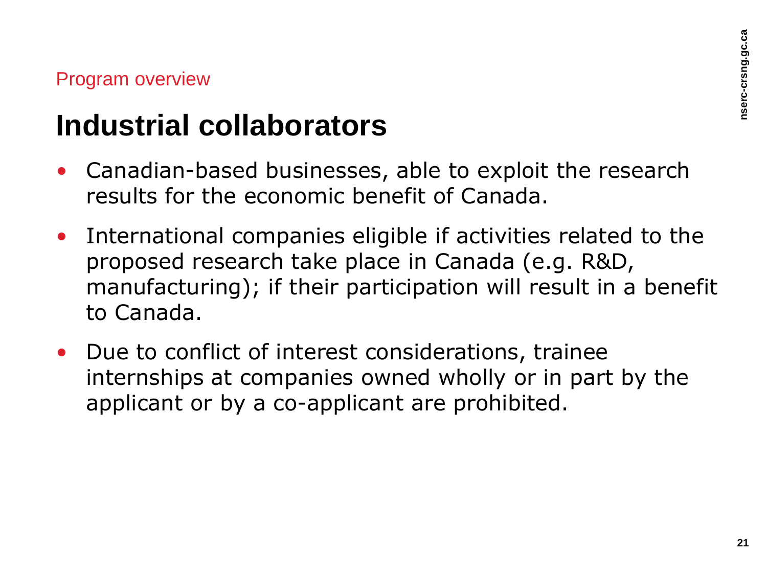Program overview

# Industrial collaborators

- Canadian-based businesses, able to exploit the research results for the economic benefit of Canada.
- International companies eligible if activities related to the proposed research take place in Canada (e.g. R&D, manufacturing); if their participation will result in a benefit to Canada.
- Due to conflict of interest considerations, trainee internships at companies owned wholly or in part by the applicant or by a co-applicant are prohibited.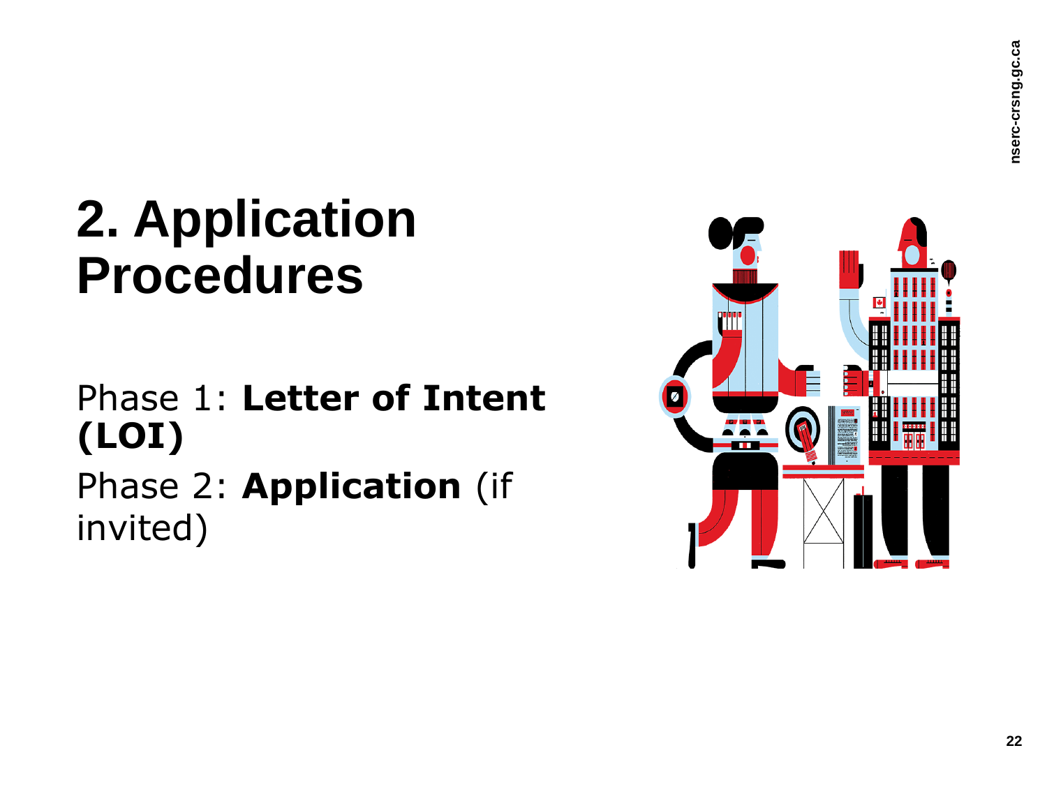# 2. Application Procedures

Phase 1: **Letter of Intent (LOI)**

Phase 2: **Application** (if invited)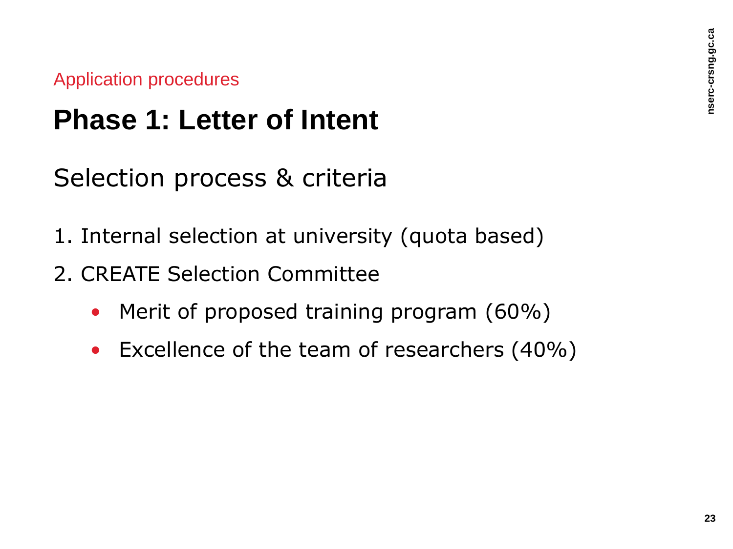Application procedures

# Phase 1: Letter of Intent

## Selection process & criteria

1. Internal selection at university (quota based)
2. CREATE Selection Committee
   - Merit of proposed training program (60%)
   - Excellence of the team of researchers (40%)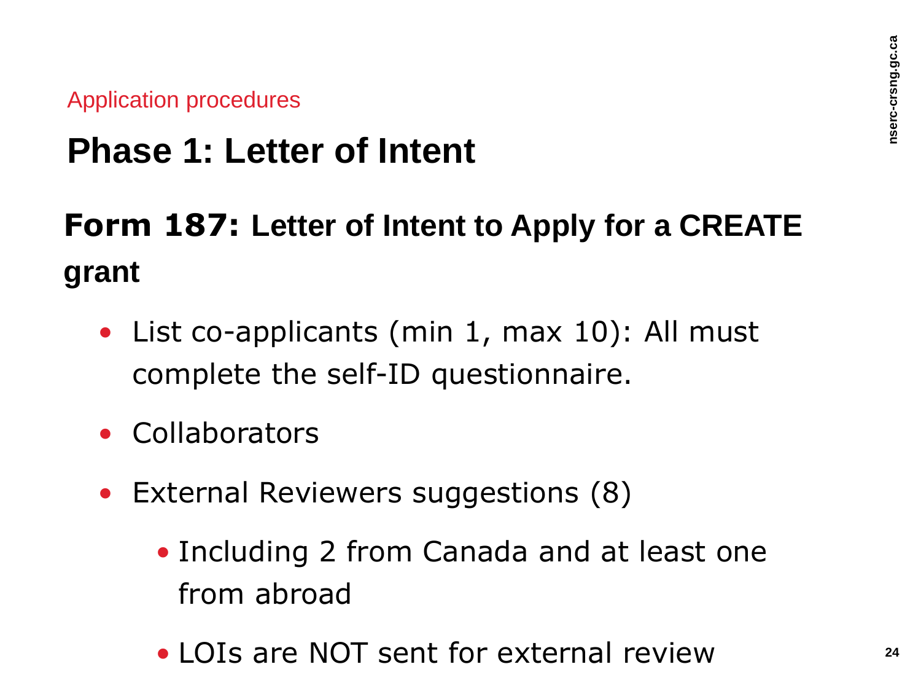Application procedures

# Phase 1: Letter of Intent

## Form 187: Letter of Intent to Apply for a CREATE grant

- List co-applicants (min 1, max 10): All must complete the self-ID questionnaire.
- Collaborators
- External Reviewers suggestions (8)
  - Including 2 from Canada and at least one from abroad
  - LOIs are NOT sent for external review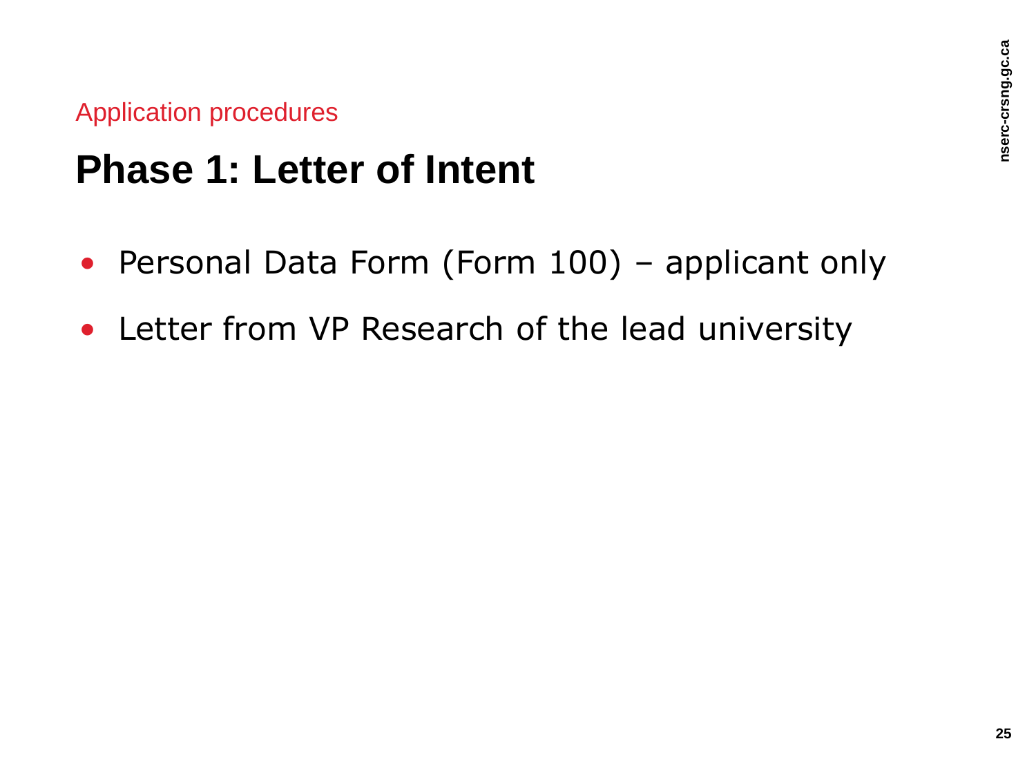Application procedures

# Phase 1: Letter of Intent

- Personal Data Form (Form 100) – applicant only
- Letter from VP Research of the lead university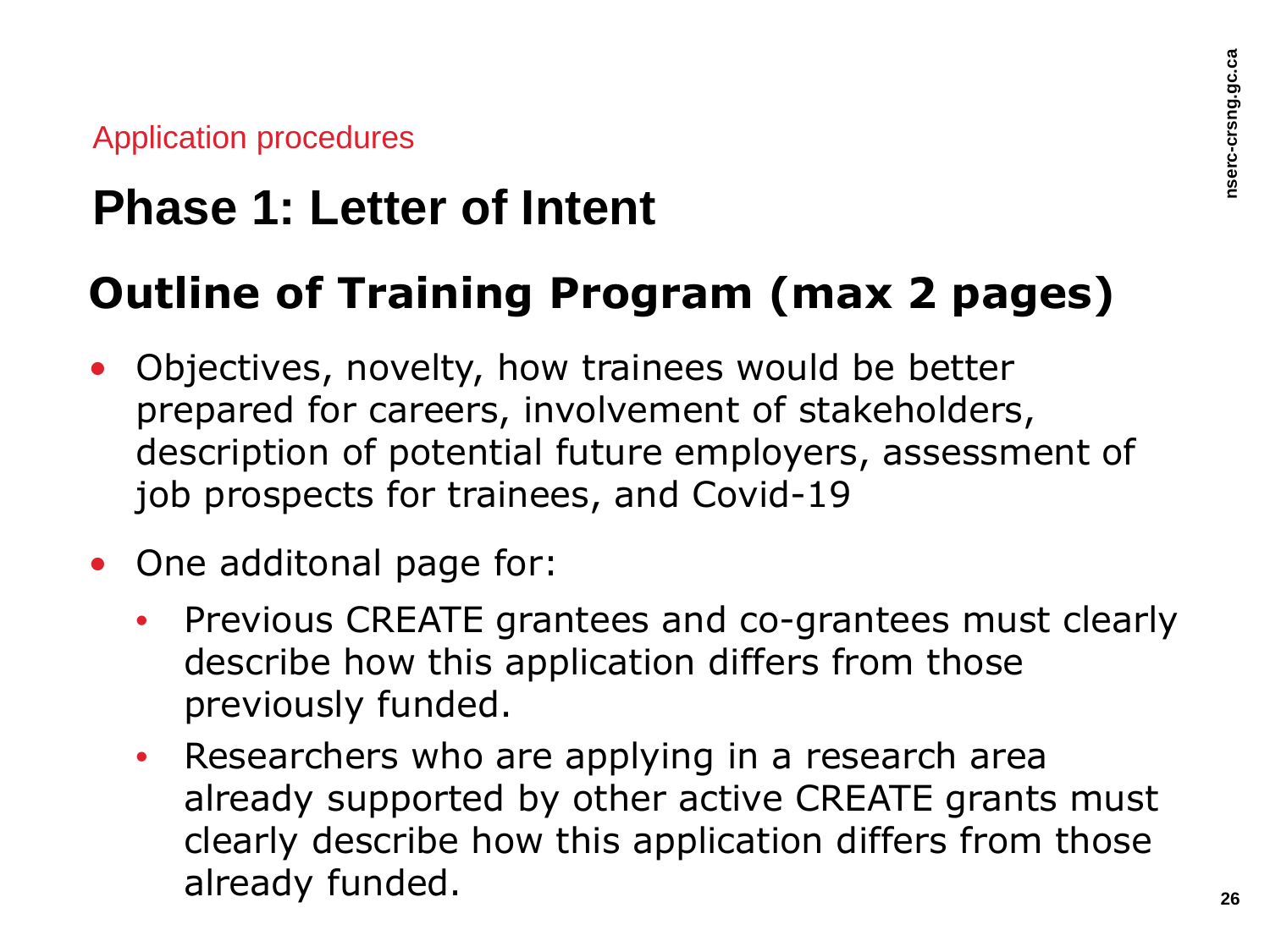Application procedures

# Phase 1: Letter of Intent

## Outline of Training Program (max 2 pages)

- Objectives, novelty, how trainees would be better prepared for careers, involvement of stakeholders, description of potential future employers, assessment of job prospects for trainees, and Covid-19
- One additonal page for:
  - Previous CREATE grantees and co-grantees must clearly describe how this application differs from those previously funded.
  - Researchers who are applying in a research area already supported by other active CREATE grants must clearly describe how this application differs from those already funded.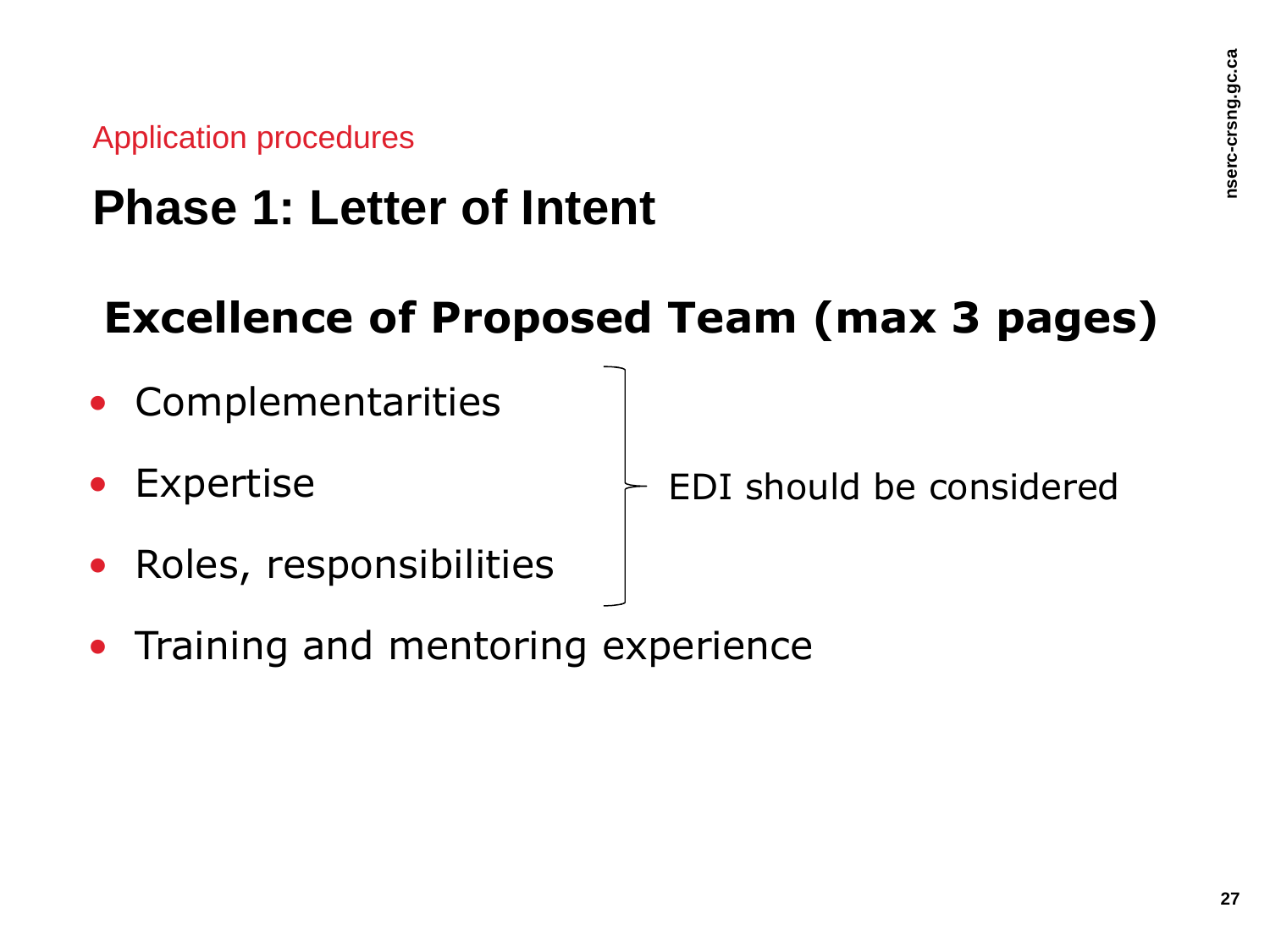Application procedures

# Phase 1: Letter of Intent

## Excellence of Proposed Team (max 3 pages)

- Complementarities
- Expertise
- Roles, responsibilities

EDI should be considered (applies to the three items above)

- Training and mentoring experience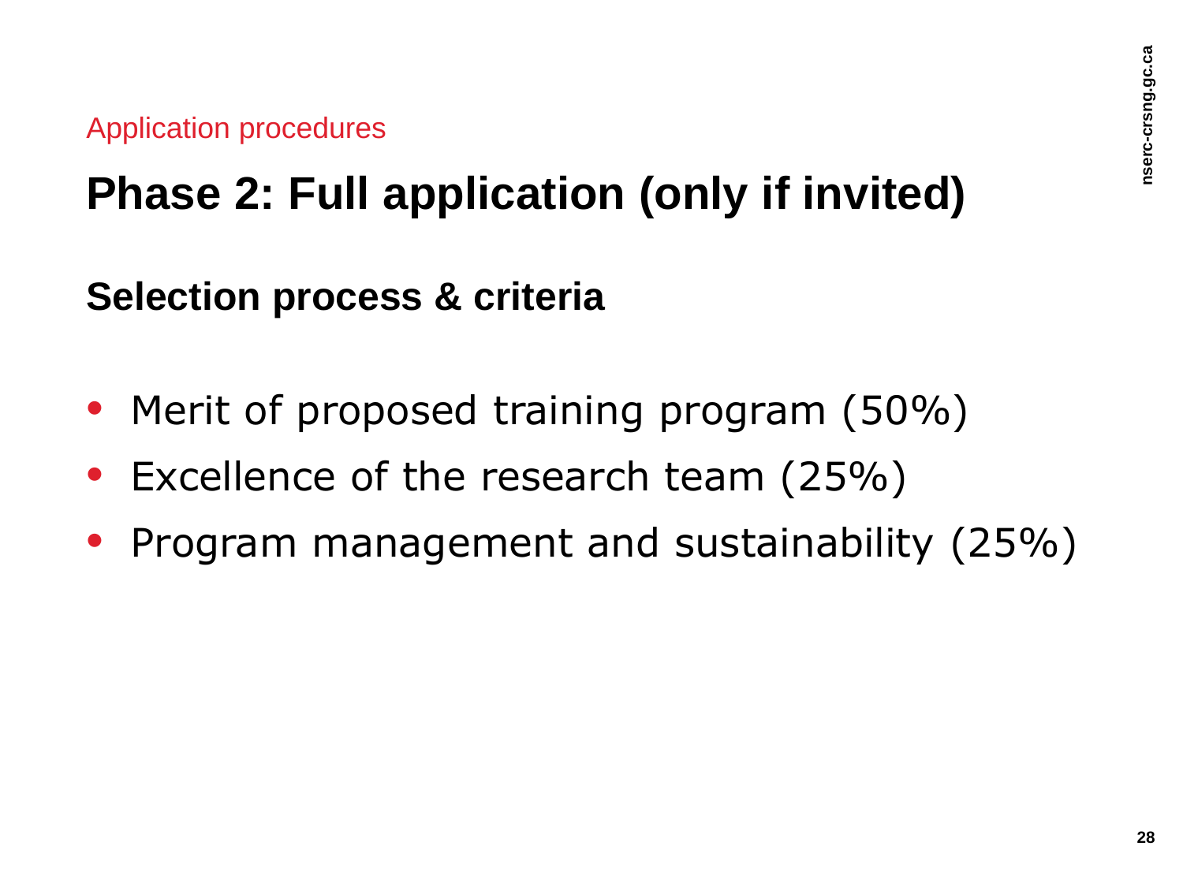Application procedures

# Phase 2: Full application (only if invited)

## Selection process & criteria

- Merit of proposed training program (50%)
- Excellence of the research team (25%)
- Program management and sustainability (25%)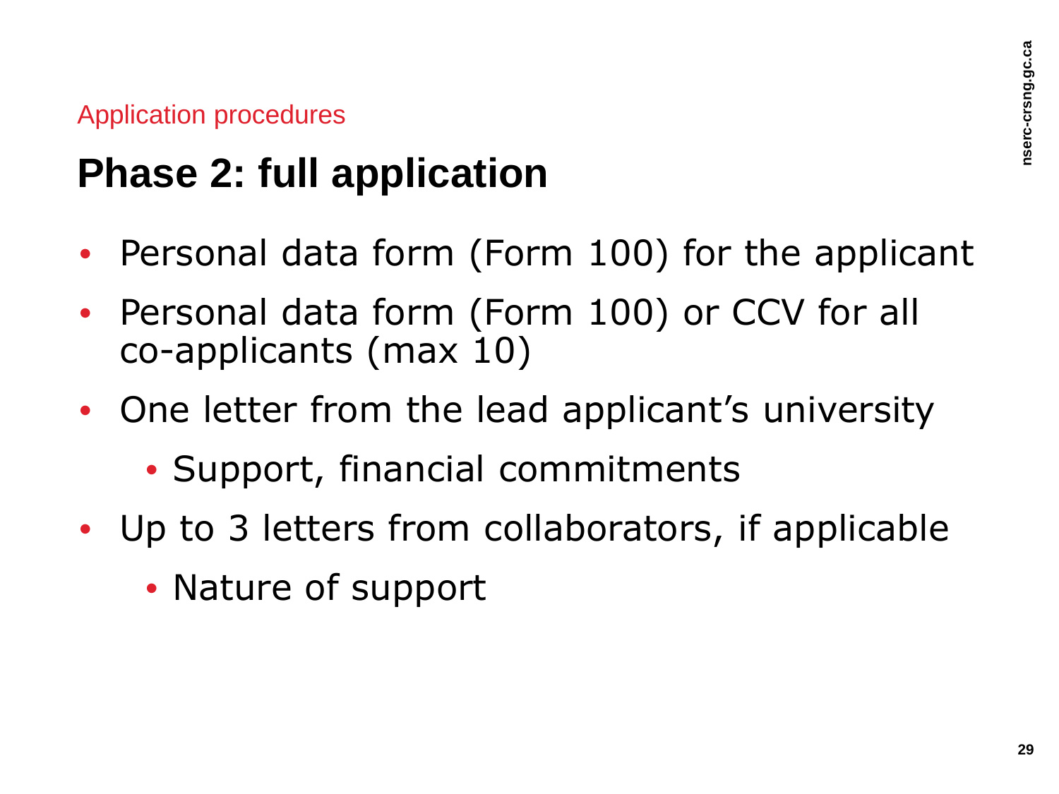Application procedures

# Phase 2: full application

- Personal data form (Form 100) for the applicant
- Personal data form (Form 100) or CCV for all co-applicants (max 10)
- One letter from the lead applicant's university
  - Support, financial commitments
- Up to 3 letters from collaborators, if applicable
  - Nature of support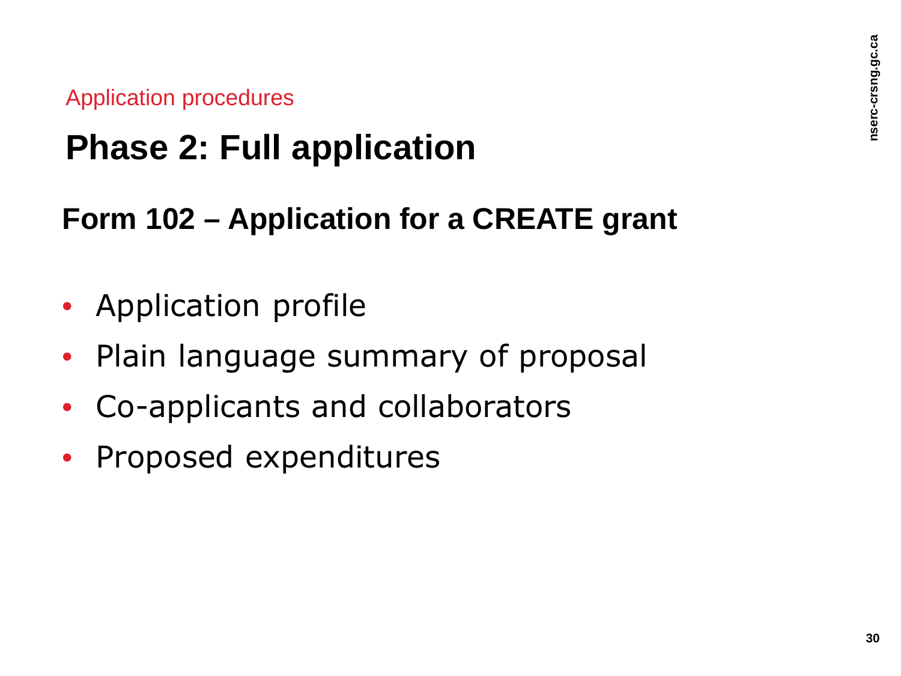Application procedures

# Phase 2: Full application

## Form 102 – Application for a CREATE grant

- Application profile
- Plain language summary of proposal
- Co-applicants and collaborators
- Proposed expenditures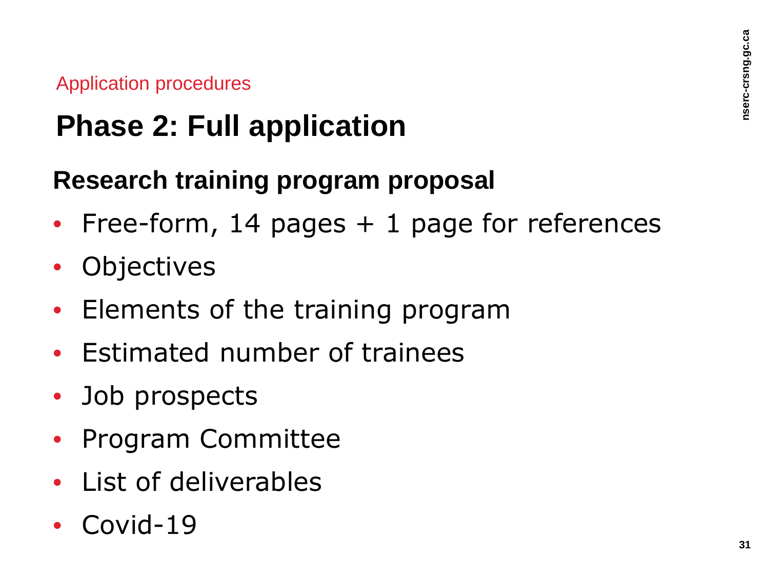Application procedures

# Phase 2: Full application

## Research training program proposal

- Free-form, 14 pages + 1 page for references
- Objectives
- Elements of the training program
- Estimated number of trainees
- Job prospects
- Program Committee
- List of deliverables
- Covid-19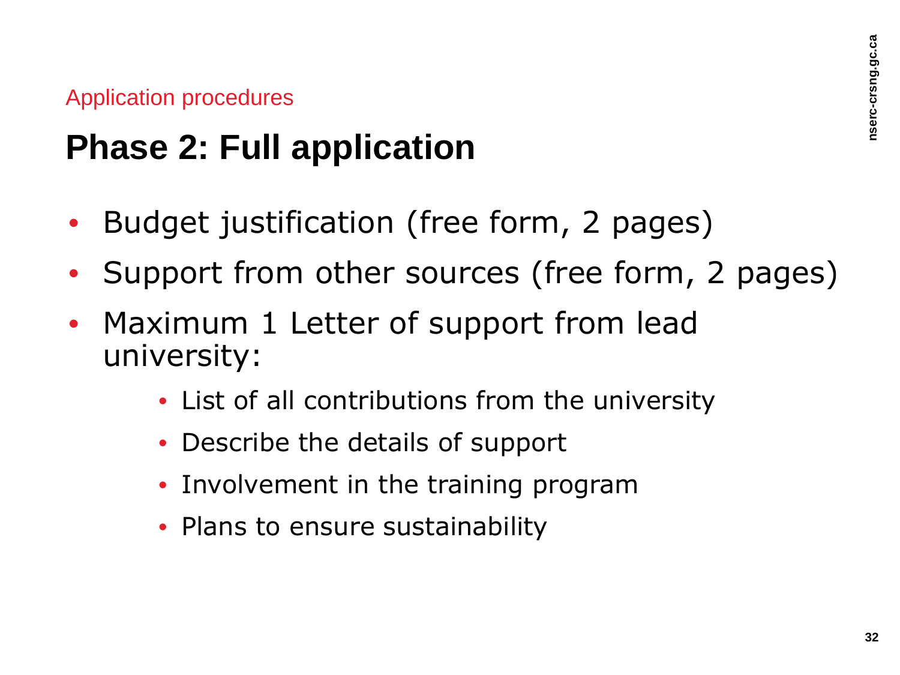Application procedures

# Phase 2: Full application

- Budget justification (free form, 2 pages)
- Support from other sources (free form, 2 pages)
- Maximum 1 Letter of support from lead university:
  - List of all contributions from the university
  - Describe the details of support
  - Involvement in the training program
  - Plans to ensure sustainability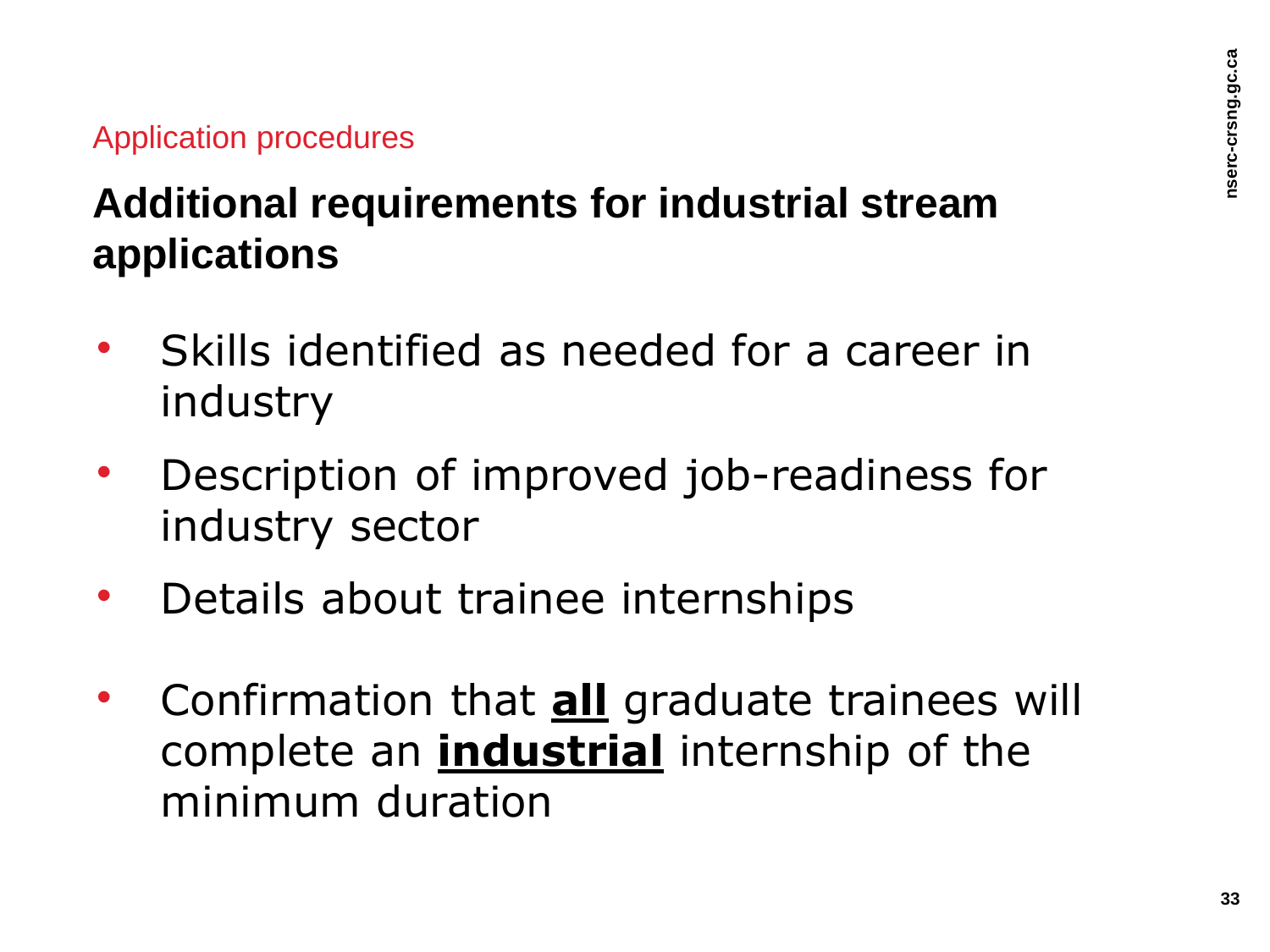Application procedures

## Additional requirements for industrial stream applications

- Skills identified as needed for a career in industry
- Description of improved job-readiness for industry sector
- Details about trainee internships
- Confirmation that **all** graduate trainees will complete an **industrial** internship of the minimum duration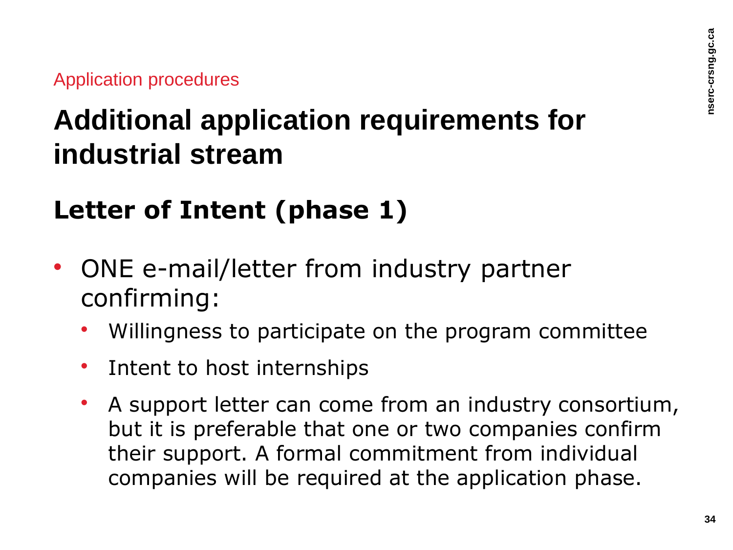Application procedures

# Additional application requirements for industrial stream

## Letter of Intent (phase 1)

- ONE e-mail/letter from industry partner confirming:
  - Willingness to participate on the program committee
  - Intent to host internships
  - A support letter can come from an industry consortium, but it is preferable that one or two companies confirm their support. A formal commitment from individual companies will be required at the application phase.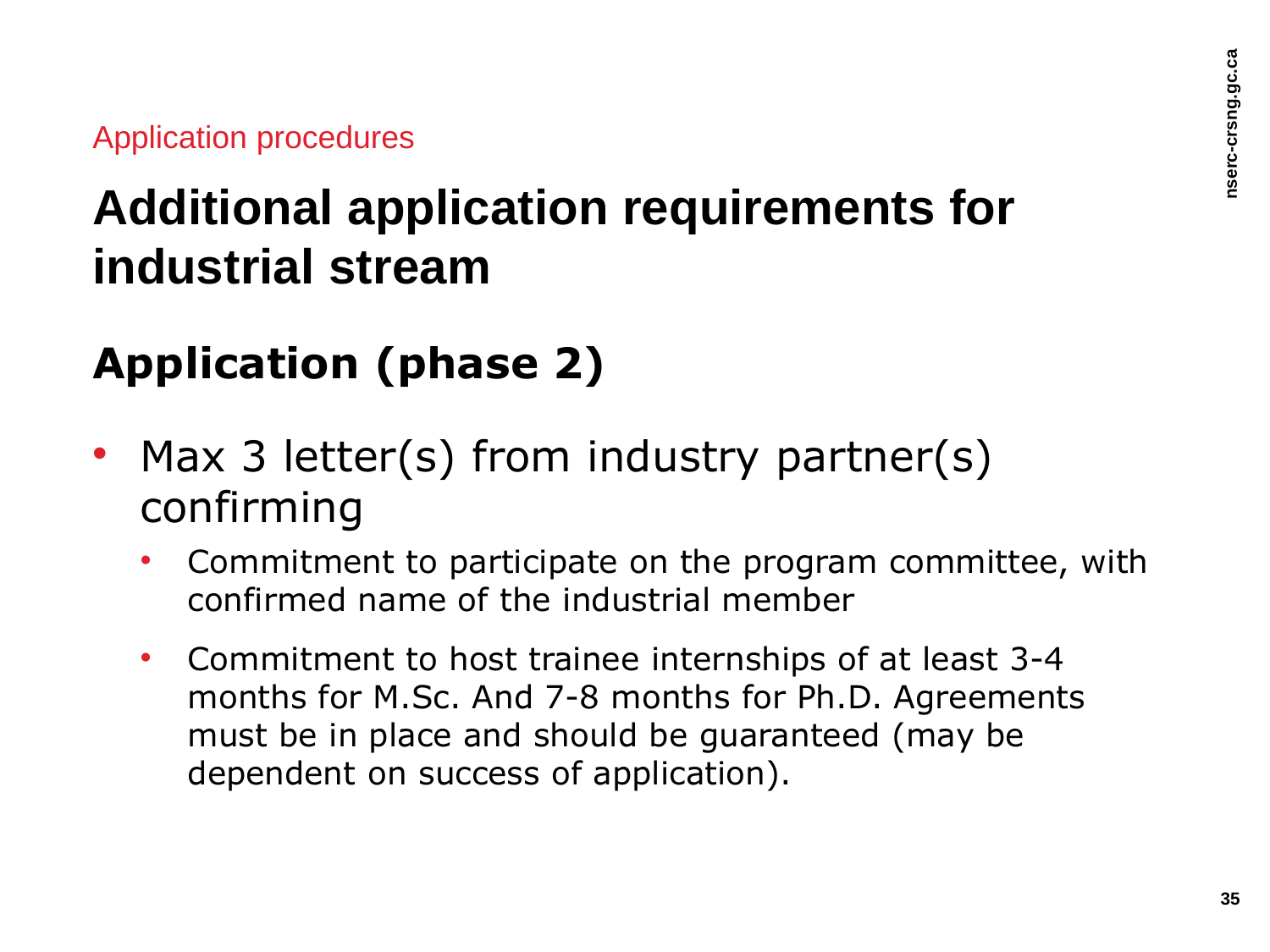Application procedures

# Additional application requirements for industrial stream

## Application (phase 2)

- Max 3 letter(s) from industry partner(s) confirming
  - Commitment to participate on the program committee, with confirmed name of the industrial member
  - Commitment to host trainee internships of at least 3-4 months for M.Sc. And 7-8 months for Ph.D. Agreements must be in place and should be guaranteed (may be dependent on success of application).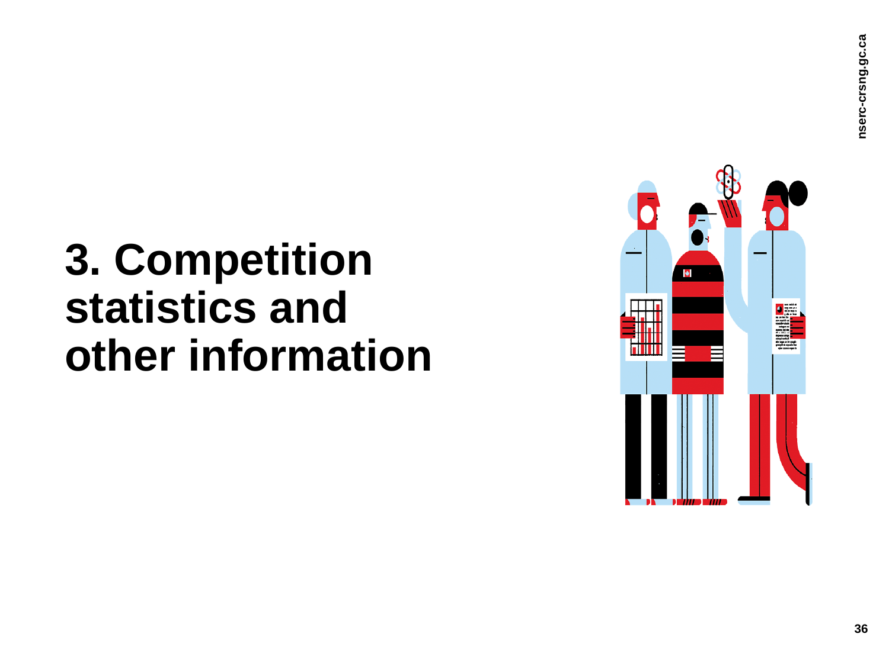# 3. Competition statistics and other information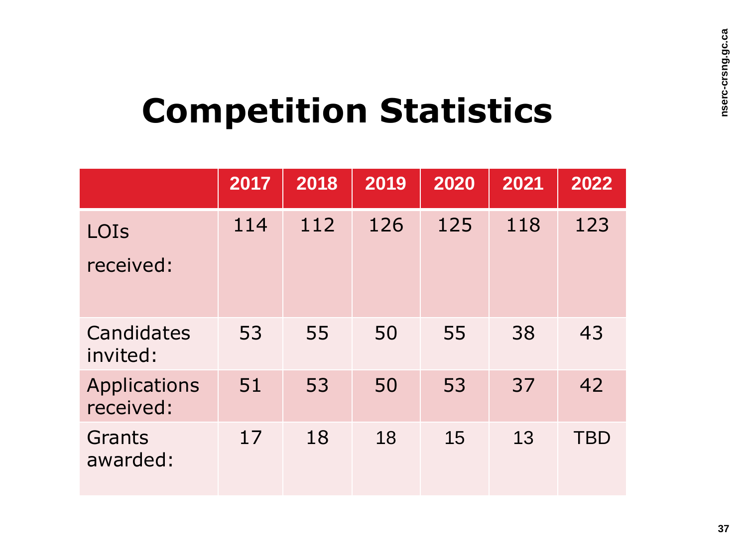# Competition Statistics

| | 2017 | 2018 | 2019 | 2020 | 2021 | 2022 |
|---|---|---|---|---|---|---|
| LOIs received: | 114 | 112 | 126 | 125 | 118 | 123 |
| Candidates invited: | 53 | 55 | 50 | 55 | 38 | 43 |
| Applications received: | 51 | 53 | 50 | 53 | 37 | 42 |
| Grants awarded: | 17 | 18 | 18 | 15 | 13 | TBD |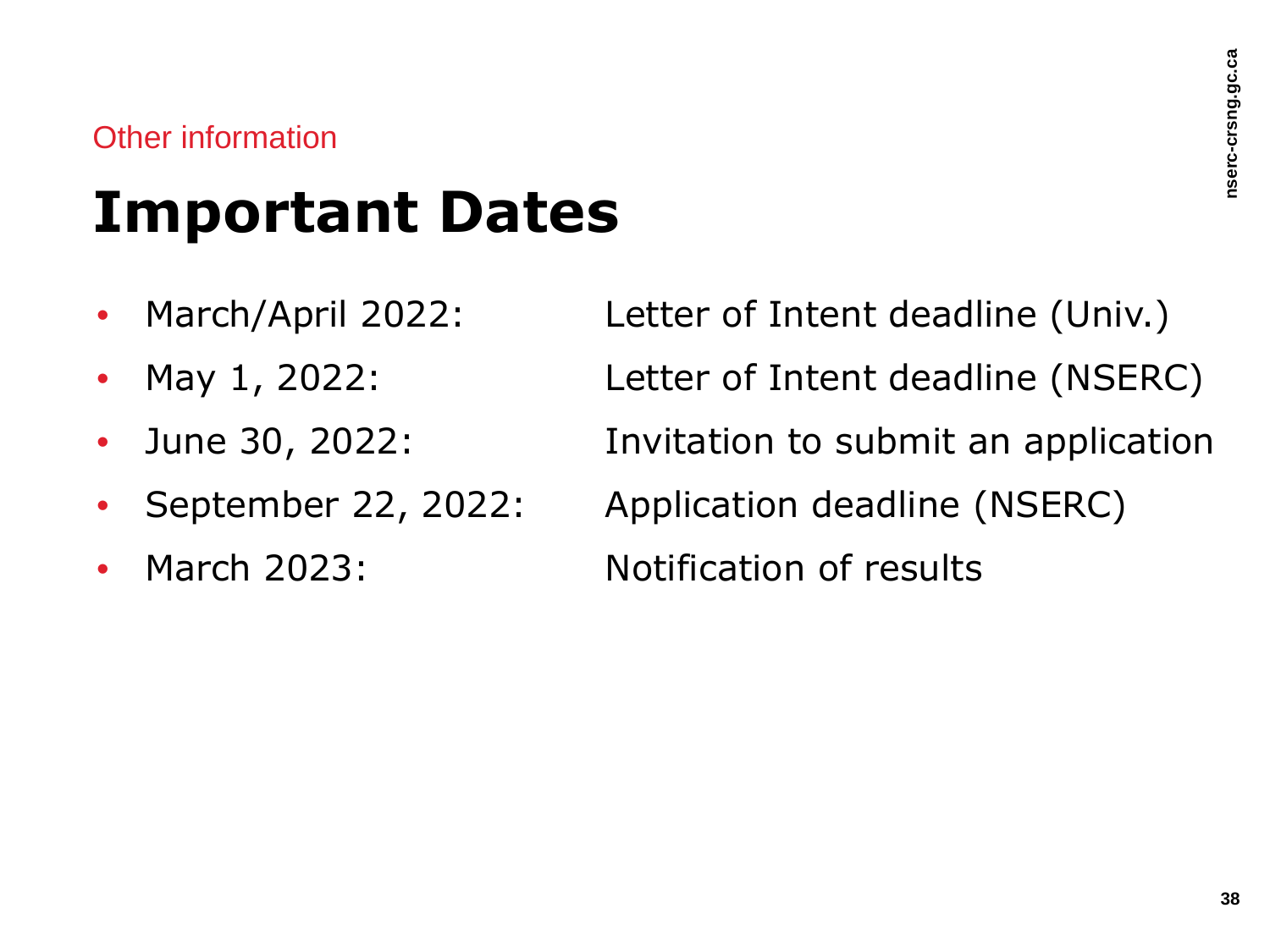Other information

# Important Dates

- March/April 2022: Letter of Intent deadline (Univ.)
- May 1, 2022: Letter of Intent deadline (NSERC)
- June 30, 2022: Invitation to submit an application
- September 22, 2022: Application deadline (NSERC)
- March 2023: Notification of results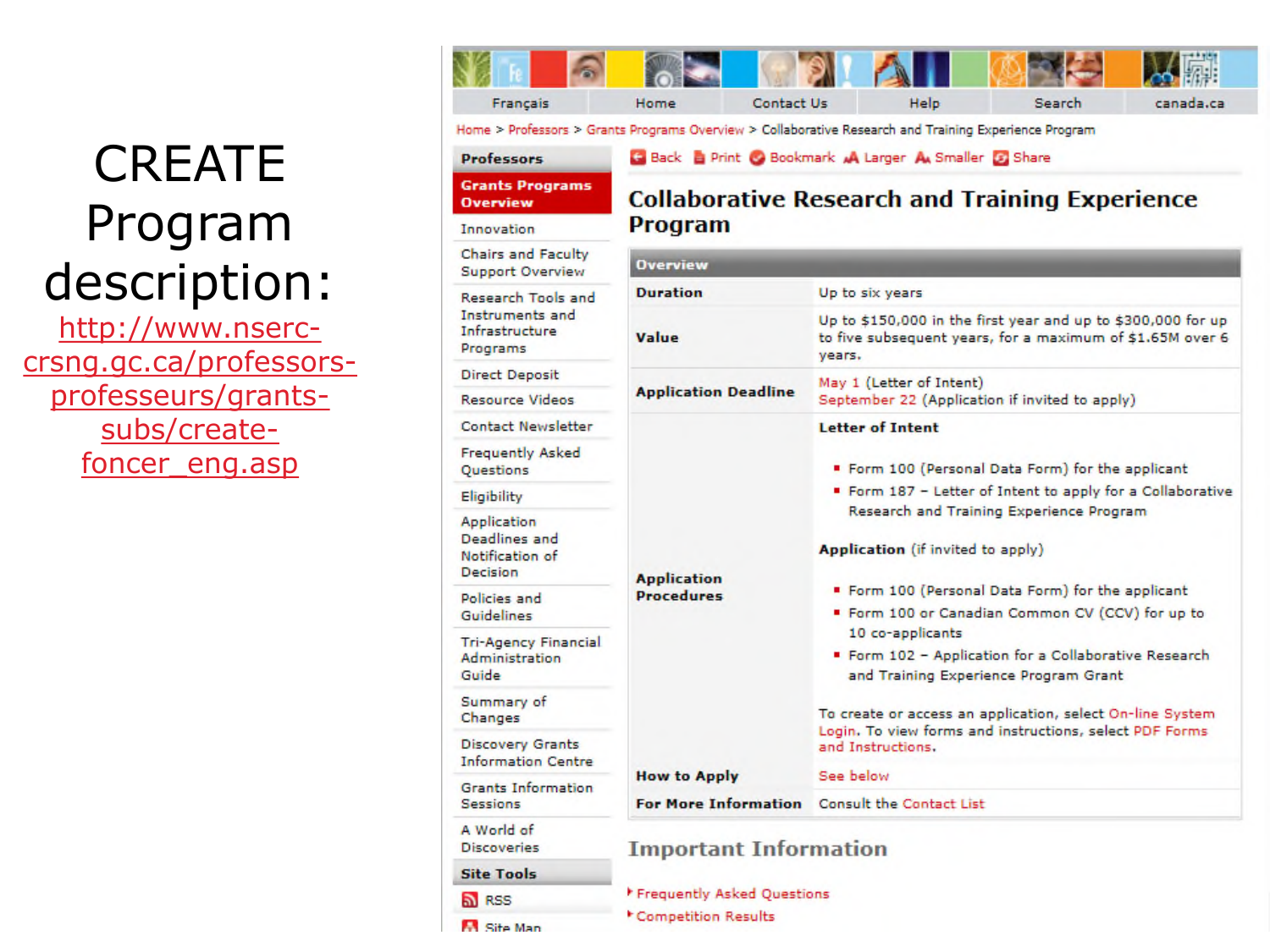# CREATE Program description:

http://www.nserc-crsng.gc.ca/professors-professeurs/grants-subs/create-foncer_eng.asp

Français | Home | Contact Us | Help | Search | canada.ca

Home > Professors > Grants Programs Overview > Collaborative Research and Training Experience Program

**Professors**

- **Grants Programs Overview**
- Innovation
- Chairs and Faculty Support Overview
- Research Tools and Instruments and Infrastructure Programs
- Direct Deposit
- Resource Videos
- Contact Newsletter
- Frequently Asked Questions
- Eligibility
- Application Deadlines and Notification of Decision
- Policies and Guidelines
- Tri-Agency Financial Administration Guide
- Summary of Changes
- Discovery Grants Information Centre
- Grants Information Sessions
- A World of Discoveries

**Site Tools**

- RSS
- Site Map

Back | Print | Bookmark | Larger | Smaller | Share

## Collaborative Research and Training Experience Program

| Overview | |
|---|---|
| **Duration** | Up to six years |
| **Value** | Up to $150,000 in the first year and up to $300,000 for up to five subsequent years, for a maximum of $1.65M over 6 years. |
| **Application Deadline** | May 1 (Letter of Intent)<br>September 22 (Application if invited to apply) |
| **Application Procedures** | **Letter of Intent**<br>- Form 100 (Personal Data Form) for the applicant<br>- Form 187 – Letter of Intent to apply for a Collaborative Research and Training Experience Program<br><br>**Application** (if invited to apply)<br>- Form 100 (Personal Data Form) for the applicant<br>- Form 100 or Canadian Common CV (CCV) for up to 10 co-applicants<br>- Form 102 – Application for a Collaborative Research and Training Experience Program Grant<br><br>To create or access an application, select On-line System Login. To view forms and instructions, select PDF Forms and Instructions. |
| **How to Apply** | See below |
| **For More Information** | Consult the Contact List |

### Important Information

- Frequently Asked Questions
- Competition Results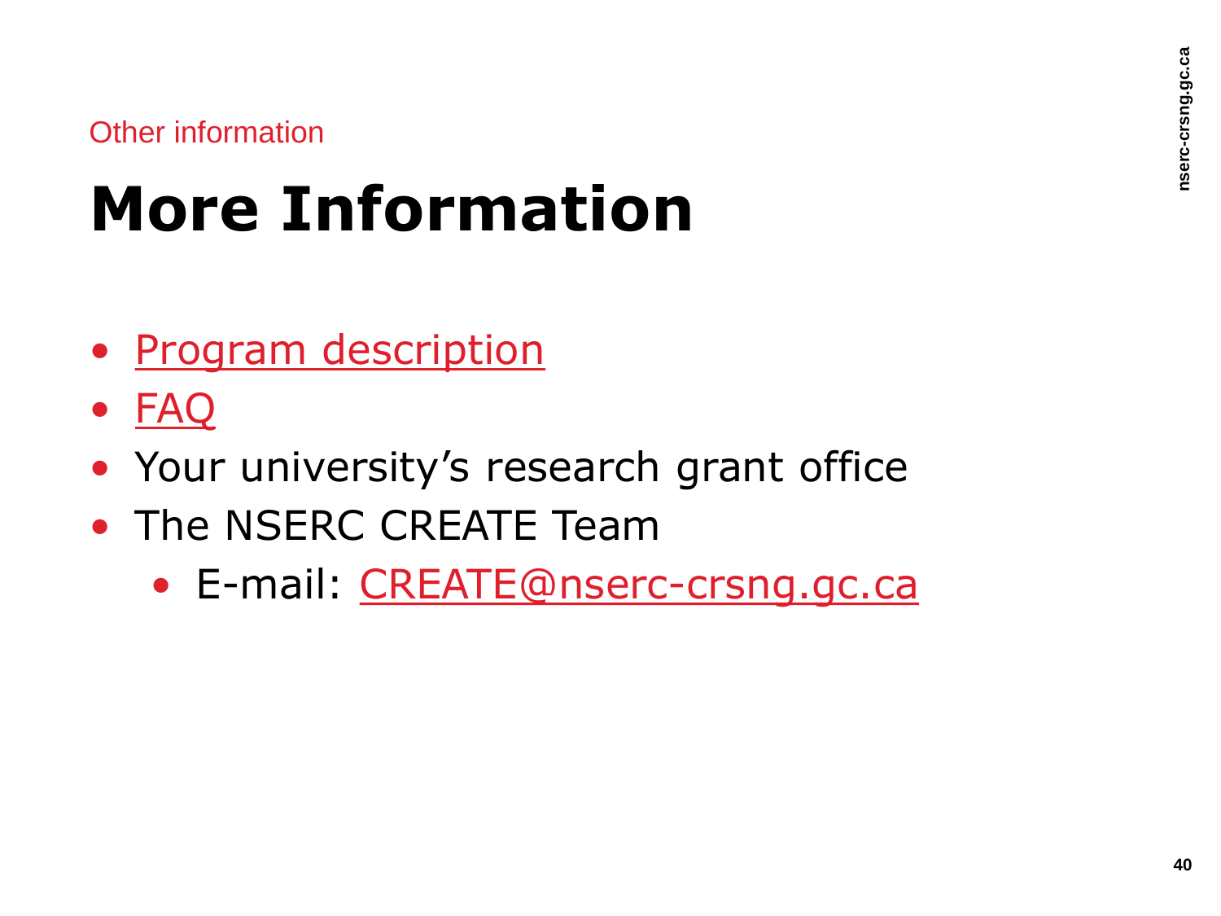Other information

# More Information

- Program description
- FAQ
- Your university's research grant office
- The NSERC CREATE Team
  - E-mail: CREATE@nserc-crsng.gc.ca